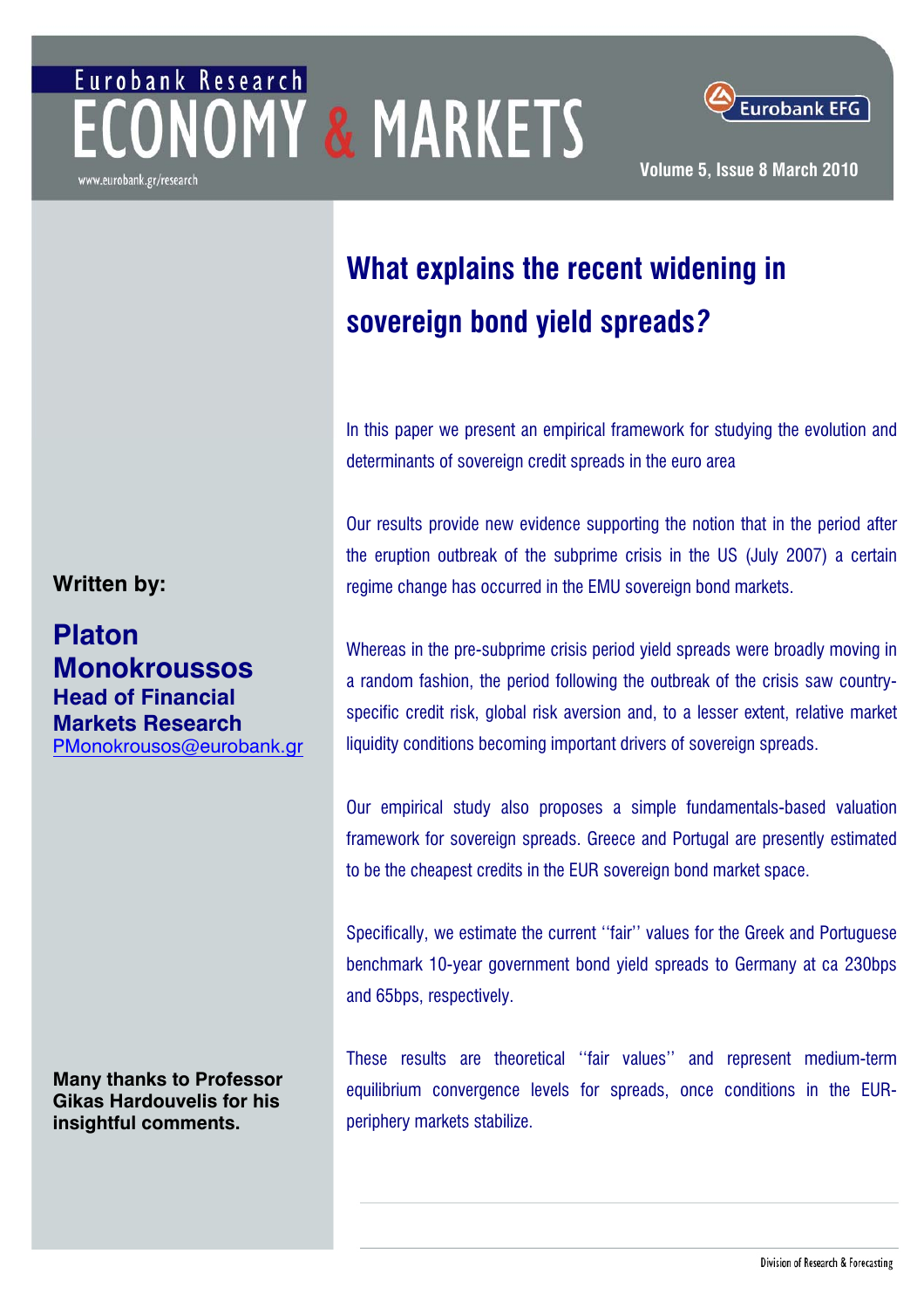Eurobank Research

# ECONOMY & MARKETS

www.eurobank.gr/research

Eurobank EFG

Volume 5, Issue 8 March 2010

# What explains the recent widening in sovereign bond yield spreads?

**Written by:**

**Platon Monokroussos**
**Head of Financial Markets Research**
PMonokrousos@eurobank.gr

**Many thanks to Professor Gikas Hardouvelis for his insightful comments.**

In this paper we present an empirical framework for studying the evolution and determinants of sovereign credit spreads in the euro area

Our results provide new evidence supporting the notion that in the period after the eruption outbreak of the subprime crisis in the US (July 2007) a certain regime change has occurred in the EMU sovereign bond markets.

Whereas in the pre-subprime crisis period yield spreads were broadly moving in a random fashion, the period following the outbreak of the crisis saw country-specific credit risk, global risk aversion and, to a lesser extent, relative market liquidity conditions becoming important drivers of sovereign spreads.

Our empirical study also proposes a simple fundamentals-based valuation framework for sovereign spreads. Greece and Portugal are presently estimated to be the cheapest credits in the EUR sovereign bond market space.

Specifically, we estimate the current ''fair'' values for the Greek and Portuguese benchmark 10-year government bond yield spreads to Germany at ca 230bps and 65bps, respectively.

These results are theoretical ''fair values'' and represent medium-term equilibrium convergence levels for spreads, once conditions in the EUR-periphery markets stabilize.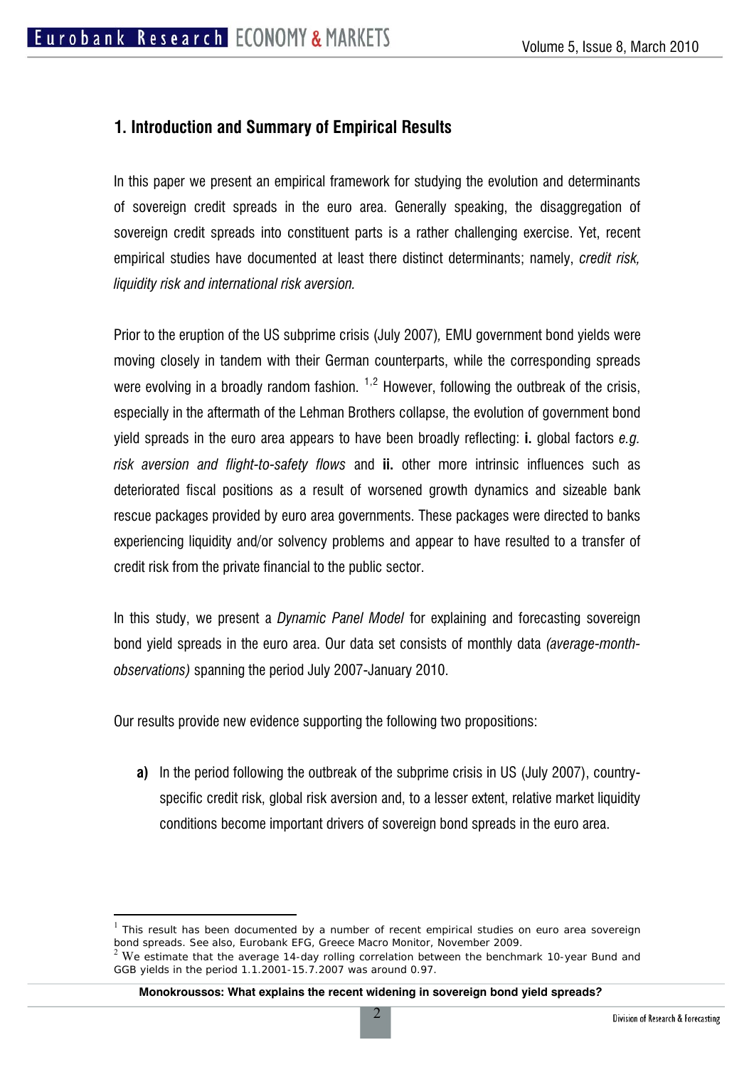## 1. Introduction and Summary of Empirical Results

In this paper we present an empirical framework for studying the evolution and determinants of sovereign credit spreads in the euro area. Generally speaking, the disaggregation of sovereign credit spreads into constituent parts is a rather challenging exercise. Yet, recent empirical studies have documented at least there distinct determinants; namely, *credit risk, liquidity risk and international risk aversion.*

Prior to the eruption of the US subprime crisis (July 2007), EMU government bond yields were moving closely in tandem with their German counterparts, while the corresponding spreads were evolving in a broadly random fashion. [1,2] However, following the outbreak of the crisis, especially in the aftermath of the Lehman Brothers collapse, the evolution of government bond yield spreads in the euro area appears to have been broadly reflecting: **i.** global factors *e.g. risk aversion and flight-to-safety flows* and **ii.** other more intrinsic influences such as deteriorated fiscal positions as a result of worsened growth dynamics and sizeable bank rescue packages provided by euro area governments. These packages were directed to banks experiencing liquidity and/or solvency problems and appear to have resulted to a transfer of credit risk from the private financial to the public sector.

In this study, we present a *Dynamic Panel Model* for explaining and forecasting sovereign bond yield spreads in the euro area. Our data set consists of monthly data *(average-month-observations)* spanning the period July 2007-January 2010.

Our results provide new evidence supporting the following two propositions:

**a)** In the period following the outbreak of the subprime crisis in US (July 2007), country-specific credit risk, global risk aversion and, to a lesser extent, relative market liquidity conditions become important drivers of sovereign bond spreads in the euro area.

---

[1] This result has been documented by a number of recent empirical studies on euro area sovereign bond spreads. See also, Eurobank EFG, Greece Macro Monitor, November 2009.

[2] We estimate that the average 14-day rolling correlation between the benchmark 10-year Bund and GGB yields in the period 1.1.2001-15.7.2007 was around 0.97.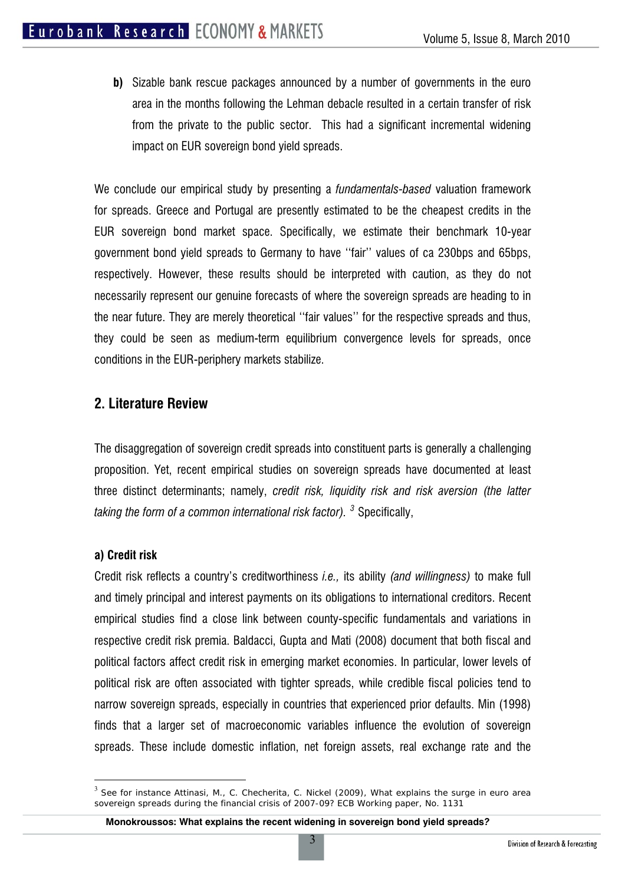**b)** Sizable bank rescue packages announced by a number of governments in the euro area in the months following the Lehman debacle resulted in a certain transfer of risk from the private to the public sector. This had a significant incremental widening impact on EUR sovereign bond yield spreads.

We conclude our empirical study by presenting a *fundamentals-based* valuation framework for spreads. Greece and Portugal are presently estimated to be the cheapest credits in the EUR sovereign bond market space. Specifically, we estimate their benchmark 10-year government bond yield spreads to Germany to have ''fair'' values of ca 230bps and 65bps, respectively. However, these results should be interpreted with caution, as they do not necessarily represent our genuine forecasts of where the sovereign spreads are heading to in the near future. They are merely theoretical ''fair values'' for the respective spreads and thus, they could be seen as medium-term equilibrium convergence levels for spreads, once conditions in the EUR-periphery markets stabilize.

## 2. Literature Review

The disaggregation of sovereign credit spreads into constituent parts is generally a challenging proposition. Yet, recent empirical studies on sovereign spreads have documented at least three distinct determinants; namely, *credit risk, liquidity risk and risk aversion (the latter taking the form of a common international risk factor).* [3] Specifically,

**a) Credit risk**

Credit risk reflects a country's creditworthiness *i.e.,* its ability *(and willingness)* to make full and timely principal and interest payments on its obligations to international creditors. Recent empirical studies find a close link between county-specific fundamentals and variations in respective credit risk premia. Baldacci, Gupta and Mati (2008) document that both fiscal and political factors affect credit risk in emerging market economies. In particular, lower levels of political risk are often associated with tighter spreads, while credible fiscal policies tend to narrow sovereign spreads, especially in countries that experienced prior defaults. Min (1998) finds that a larger set of macroeconomic variables influence the evolution of sovereign spreads. These include domestic inflation, net foreign assets, real exchange rate and the

[3] See for instance Attinasi, M., C. Checherita, C. Nickel (2009), What explains the surge in euro area sovereign spreads during the financial crisis of 2007-09? ECB Working paper, No. 1131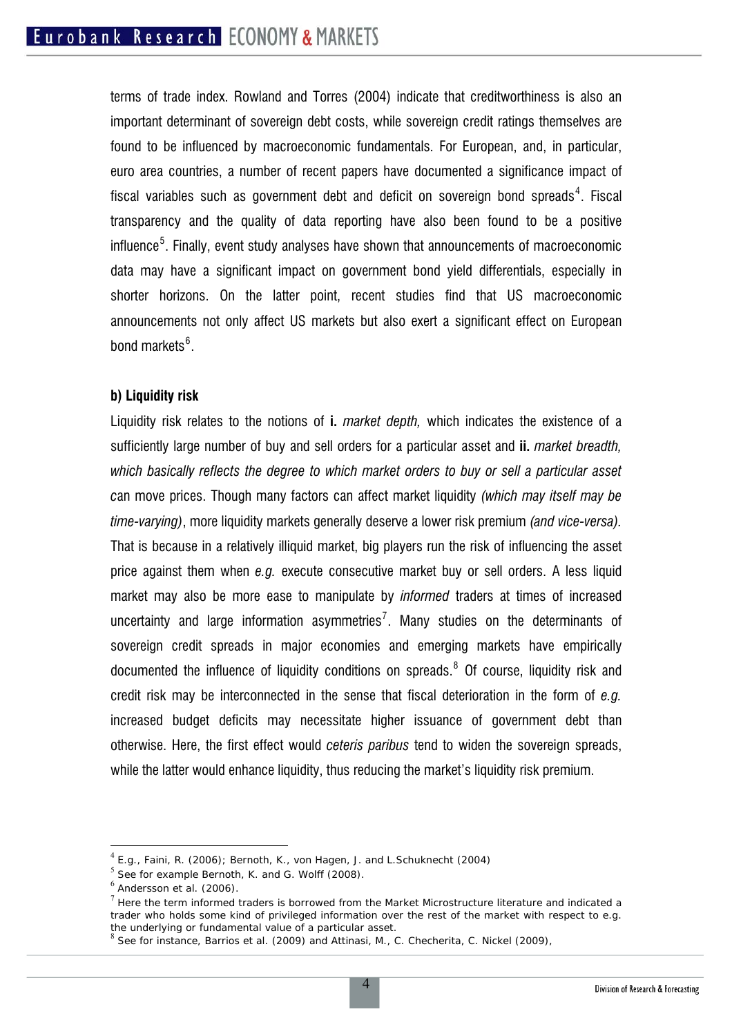terms of trade index. Rowland and Torres (2004) indicate that creditworthiness is also an important determinant of sovereign debt costs, while sovereign credit ratings themselves are found to be influenced by macroeconomic fundamentals. For European, and, in particular, euro area countries, a number of recent papers have documented a significance impact of fiscal variables such as government debt and deficit on sovereign bond spreads[4]. Fiscal transparency and the quality of data reporting have also been found to be a positive influence[5]. Finally, event study analyses have shown that announcements of macroeconomic data may have a significant impact on government bond yield differentials, especially in shorter horizons. On the latter point, recent studies find that US macroeconomic announcements not only affect US markets but also exert a significant effect on European bond markets[6].

**b) Liquidity risk**

Liquidity risk relates to the notions of **i.** *market depth,* which indicates the existence of a sufficiently large number of buy and sell orders for a particular asset and **ii.** *market breadth, which basically reflects the degree to which market orders to buy or sell a particular asset c*an move prices. Though many factors can affect market liquidity *(which may itself may be time-varying)*, more liquidity markets generally deserve a lower risk premium *(and vice-versa).* That is because in a relatively illiquid market, big players run the risk of influencing the asset price against them when *e.g.* execute consecutive market buy or sell orders. A less liquid market may also be more ease to manipulate by *informed* traders at times of increased uncertainty and large information asymmetries[7]. Many studies on the determinants of sovereign credit spreads in major economies and emerging markets have empirically documented the influence of liquidity conditions on spreads.[8] Of course, liquidity risk and credit risk may be interconnected in the sense that fiscal deterioration in the form of *e.g.* increased budget deficits may necessitate higher issuance of government debt than otherwise. Here, the first effect would *ceteris paribus* tend to widen the sovereign spreads, while the latter would enhance liquidity, thus reducing the market's liquidity risk premium.

---

[4] E.g., Faini, R. (2006); Bernoth, K., von Hagen, J. and L.Schuknecht (2004)

[5] See for example Bernoth, K. and G. Wolff (2008).

[6] Andersson et al. (2006).

[7] Here the term informed traders is borrowed from the Market Microstructure literature and indicated a trader who holds some kind of privileged information over the rest of the market with respect to e.g. the underlying or fundamental value of a particular asset.

[8] See for instance, Barrios et al. (2009) and Attinasi, M., C. Checherita, C. Nickel (2009),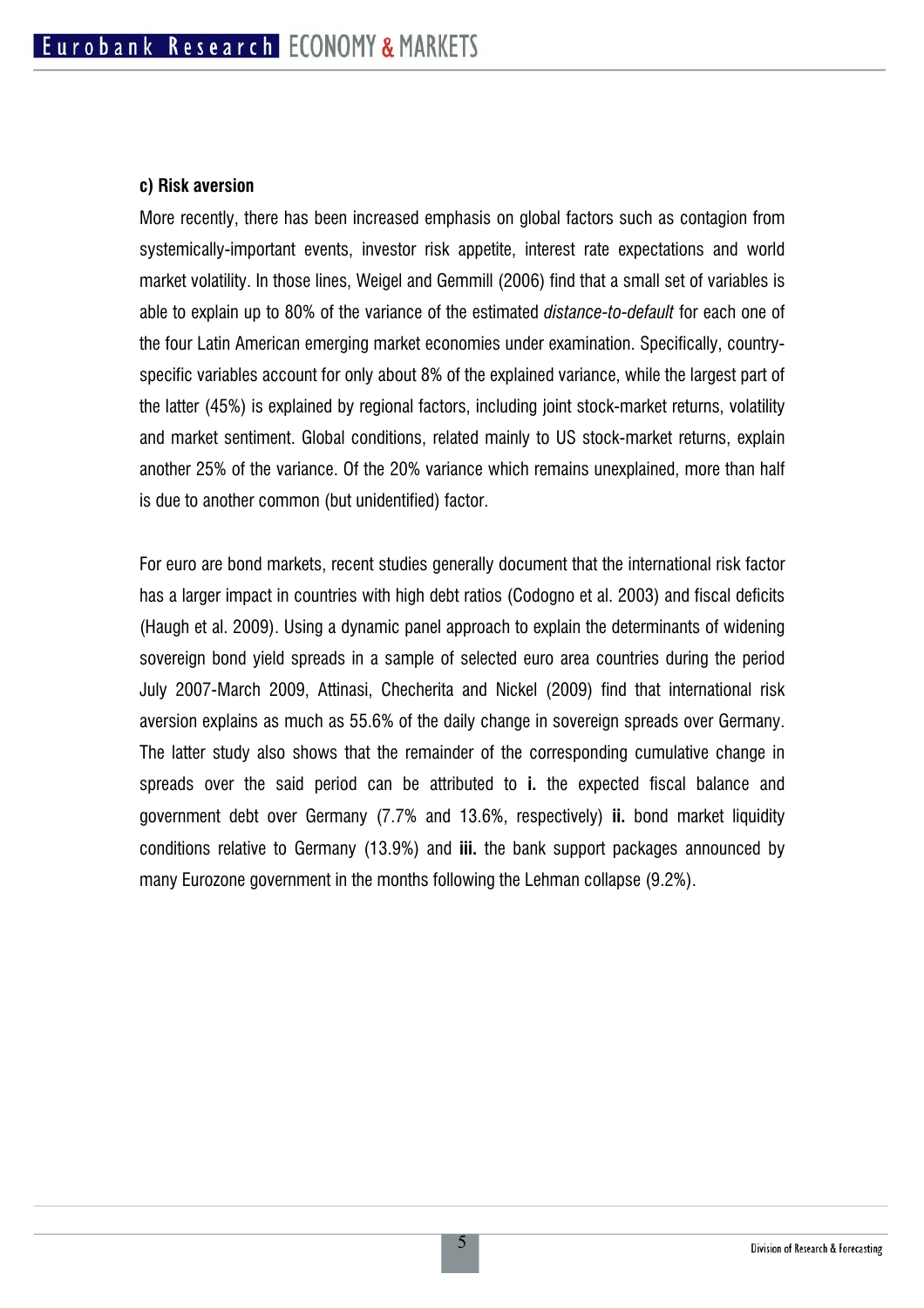**c) Risk aversion**

More recently, there has been increased emphasis on global factors such as contagion from systemically-important events, investor risk appetite, interest rate expectations and world market volatility. In those lines, Weigel and Gemmill (2006) find that a small set of variables is able to explain up to 80% of the variance of the estimated *distance-to-default* for each one of the four Latin American emerging market economies under examination. Specifically, country-specific variables account for only about 8% of the explained variance, while the largest part of the latter (45%) is explained by regional factors, including joint stock-market returns, volatility and market sentiment. Global conditions, related mainly to US stock-market returns, explain another 25% of the variance. Of the 20% variance which remains unexplained, more than half is due to another common (but unidentified) factor.

For euro are bond markets, recent studies generally document that the international risk factor has a larger impact in countries with high debt ratios (Codogno et al. 2003) and fiscal deficits (Haugh et al. 2009). Using a dynamic panel approach to explain the determinants of widening sovereign bond yield spreads in a sample of selected euro area countries during the period July 2007-March 2009, Attinasi, Checherita and Nickel (2009) find that international risk aversion explains as much as 55.6% of the daily change in sovereign spreads over Germany. The latter study also shows that the remainder of the corresponding cumulative change in spreads over the said period can be attributed to **i.** the expected fiscal balance and government debt over Germany (7.7% and 13.6%, respectively) **ii.** bond market liquidity conditions relative to Germany (13.9%) and **iii.** the bank support packages announced by many Eurozone government in the months following the Lehman collapse (9.2%).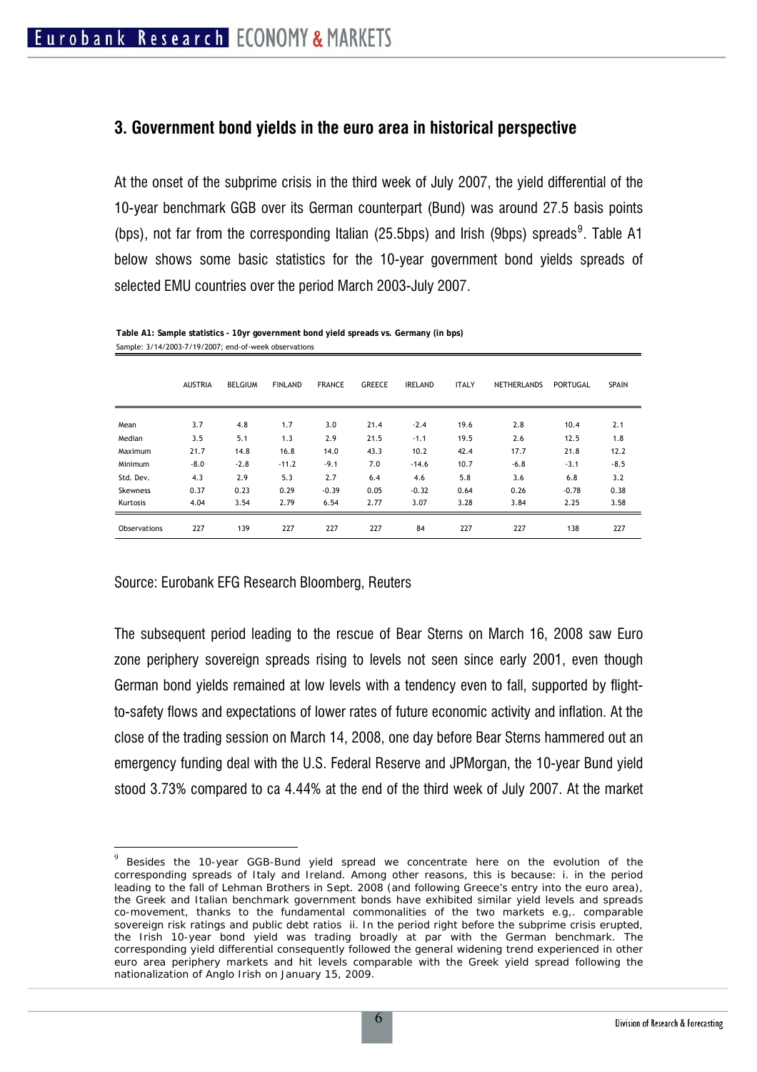## 3. Government bond yields in the euro area in historical perspective

At the onset of the subprime crisis in the third week of July 2007, the yield differential of the 10-year benchmark GGB over its German counterpart (Bund) was around 27.5 basis points (bps), not far from the corresponding Italian (25.5bps) and Irish (9bps) spreads[9]. Table A1 below shows some basic statistics for the 10-year government bond yields spreads of selected EMU countries over the period March 2003-July 2007.

**Table A1: Sample statistics - 10yr government bond yield spreads vs. Germany (in bps)**
Sample: 3/14/2003-7/19/2007; end-of-week observations

| | AUSTRIA | BELGIUM | FINLAND | FRANCE | GREECE | IRELAND | ITALY | NETHERLANDS | PORTUGAL | SPAIN |
|---|---|---|---|---|---|---|---|---|---|---|
| Mean | 3.7 | 4.8 | 1.7 | 3.0 | 21.4 | -2.4 | 19.6 | 2.8 | 10.4 | 2.1 |
| Median | 3.5 | 5.1 | 1.3 | 2.9 | 21.5 | -1.1 | 19.5 | 2.6 | 12.5 | 1.8 |
| Maximum | 21.7 | 14.8 | 16.8 | 14.0 | 43.3 | 10.2 | 42.4 | 17.7 | 21.8 | 12.2 |
| Minimum | -8.0 | -2.8 | -11.2 | -9.1 | 7.0 | -14.6 | 10.7 | -6.8 | -3.1 | -8.5 |
| Std. Dev. | 4.3 | 2.9 | 5.3 | 2.7 | 6.4 | 4.6 | 5.8 | 3.6 | 6.8 | 3.2 |
| Skewness | 0.37 | 0.23 | 0.29 | -0.39 | 0.05 | -0.32 | 0.64 | 0.26 | -0.78 | 0.38 |
| Kurtosis | 4.04 | 3.54 | 2.79 | 6.54 | 2.77 | 3.07 | 3.28 | 3.84 | 2.25 | 3.58 |
| Observations | 227 | 139 | 227 | 227 | 227 | 84 | 227 | 227 | 138 | 227 |

Source: Eurobank EFG Research Bloomberg, Reuters

The subsequent period leading to the rescue of Bear Sterns on March 16, 2008 saw Euro zone periphery sovereign spreads rising to levels not seen since early 2001, even though German bond yields remained at low levels with a tendency even to fall, supported by flight-to-safety flows and expectations of lower rates of future economic activity and inflation. At the close of the trading session on March 14, 2008, one day before Bear Sterns hammered out an emergency funding deal with the U.S. Federal Reserve and JPMorgan, the 10-year Bund yield stood 3.73% compared to ca 4.44% at the end of the third week of July 2007. At the market

[9] Besides the 10-year GGB-Bund yield spread we concentrate here on the evolution of the corresponding spreads of Italy and Ireland. Among other reasons, this is because: i. in the period leading to the fall of Lehman Brothers in Sept. 2008 (and following Greece's entry into the euro area), the Greek and Italian benchmark government bonds have exhibited similar yield levels and spreads co-movement, thanks to the fundamental commonalities of the two markets e.g,. comparable sovereign risk ratings and public debt ratios ii. In the period right before the subprime crisis erupted, the Irish 10-year bond yield was trading broadly at par with the German benchmark. The corresponding yield differential consequently followed the general widening trend experienced in other euro area periphery markets and hit levels comparable with the Greek yield spread following the nationalization of Anglo Irish on January 15, 2009.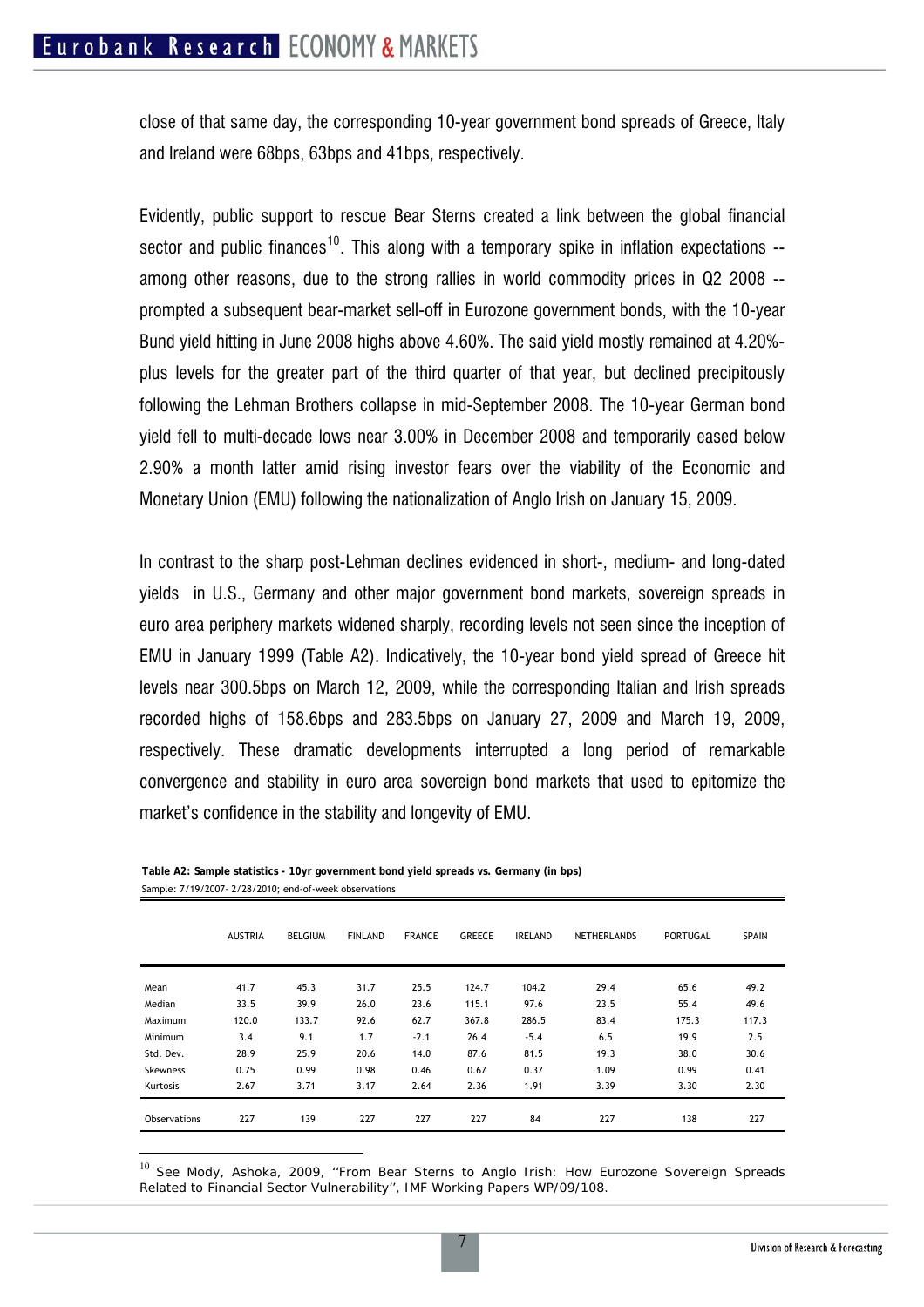close of that same day, the corresponding 10-year government bond spreads of Greece, Italy and Ireland were 68bps, 63bps and 41bps, respectively.

Evidently, public support to rescue Bear Sterns created a link between the global financial sector and public finances[10]. This along with a temporary spike in inflation expectations -- among other reasons, due to the strong rallies in world commodity prices in Q2 2008 -- prompted a subsequent bear-market sell-off in Eurozone government bonds, with the 10-year Bund yield hitting in June 2008 highs above 4.60%. The said yield mostly remained at 4.20%-plus levels for the greater part of the third quarter of that year, but declined precipitously following the Lehman Brothers collapse in mid-September 2008. The 10-year German bond yield fell to multi-decade lows near 3.00% in December 2008 and temporarily eased below 2.90% a month latter amid rising investor fears over the viability of the Economic and Monetary Union (EMU) following the nationalization of Anglo Irish on January 15, 2009.

In contrast to the sharp post-Lehman declines evidenced in short-, medium- and long-dated yields in U.S., Germany and other major government bond markets, sovereign spreads in euro area periphery markets widened sharply, recording levels not seen since the inception of EMU in January 1999 (Table A2). Indicatively, the 10-year bond yield spread of Greece hit levels near 300.5bps on March 12, 2009, while the corresponding Italian and Irish spreads recorded highs of 158.6bps and 283.5bps on January 27, 2009 and March 19, 2009, respectively. These dramatic developments interrupted a long period of remarkable convergence and stability in euro area sovereign bond markets that used to epitomize the market's confidence in the stability and longevity of EMU.

**Table A2: Sample statistics - 10yr government bond yield spreads vs. Germany (in bps)**
Sample: 7/19/2007- 2/28/2010; end-of-week observations

| | AUSTRIA | BELGIUM | FINLAND | FRANCE | GREECE | IRELAND | NETHERLANDS | PORTUGAL | SPAIN |
|---|---|---|---|---|---|---|---|---|---|
| Mean | 41.7 | 45.3 | 31.7 | 25.5 | 124.7 | 104.2 | 29.4 | 65.6 | 49.2 |
| Median | 33.5 | 39.9 | 26.0 | 23.6 | 115.1 | 97.6 | 23.5 | 55.4 | 49.6 |
| Maximum | 120.0 | 133.7 | 92.6 | 62.7 | 367.8 | 286.5 | 83.4 | 175.3 | 117.3 |
| Minimum | 3.4 | 9.1 | 1.7 | -2.1 | 26.4 | -5.4 | 6.5 | 19.9 | 2.5 |
| Std. Dev. | 28.9 | 25.9 | 20.6 | 14.0 | 87.6 | 81.5 | 19.3 | 38.0 | 30.6 |
| Skewness | 0.75 | 0.99 | 0.98 | 0.46 | 0.67 | 0.37 | 1.09 | 0.99 | 0.41 |
| Kurtosis | 2.67 | 3.71 | 3.17 | 2.64 | 2.36 | 1.91 | 3.39 | 3.30 | 2.30 |
| Observations | 227 | 139 | 227 | 227 | 227 | 84 | 227 | 138 | 227 |

[10] See Mody, Ashoka, 2009, ''From Bear Sterns to Anglo Irish: How Eurozone Sovereign Spreads Related to Financial Sector Vulnerability'', IMF Working Papers WP/09/108.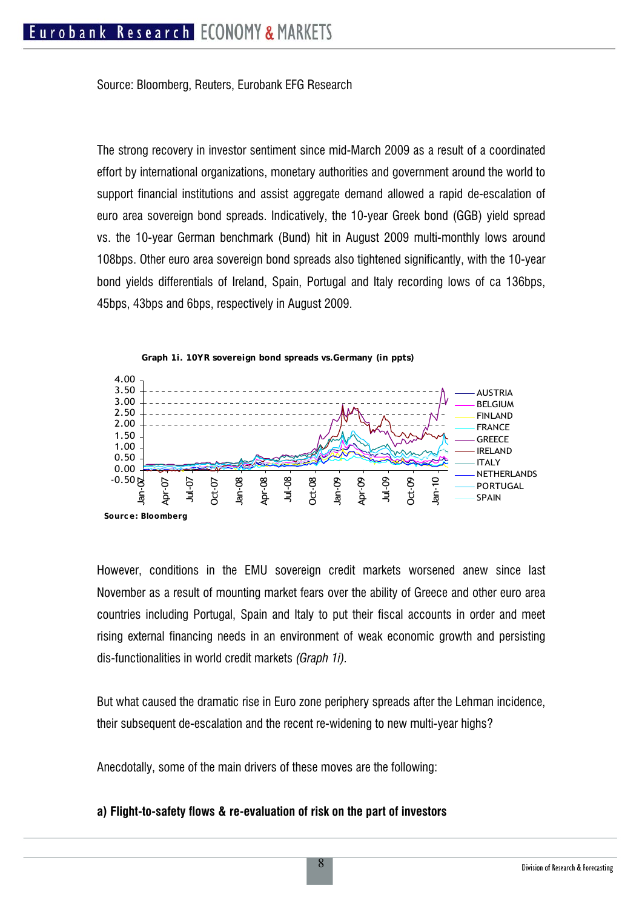Source: Bloomberg, Reuters, Eurobank EFG Research

The strong recovery in investor sentiment since mid-March 2009 as a result of a coordinated effort by international organizations, monetary authorities and government around the world to support financial institutions and assist aggregate demand allowed a rapid de-escalation of euro area sovereign bond spreads. Indicatively, the 10-year Greek bond (GGB) yield spread vs. the 10-year German benchmark (Bund) hit in August 2009 multi-monthly lows around 108bps. Other euro area sovereign bond spreads also tightened significantly, with the 10-year bond yields differentials of Ireland, Spain, Portugal and Italy recording lows of ca 136bps, 45bps, 43bps and 6bps, respectively in August 2009.

**Graph 1i. 10YR sovereign bond spreads vs.Germany (in ppts)**

Source: Bloomberg

However, conditions in the EMU sovereign credit markets worsened anew since last November as a result of mounting market fears over the ability of Greece and other euro area countries including Portugal, Spain and Italy to put their fiscal accounts in order and meet rising external financing needs in an environment of weak economic growth and persisting dis-functionalities in world credit markets *(Graph 1i)*.

But what caused the dramatic rise in Euro zone periphery spreads after the Lehman incidence, their subsequent de-escalation and the recent re-widening to new multi-year highs?

Anecdotally, some of the main drivers of these moves are the following:

**a) Flight-to-safety flows & re-evaluation of risk on the part of investors**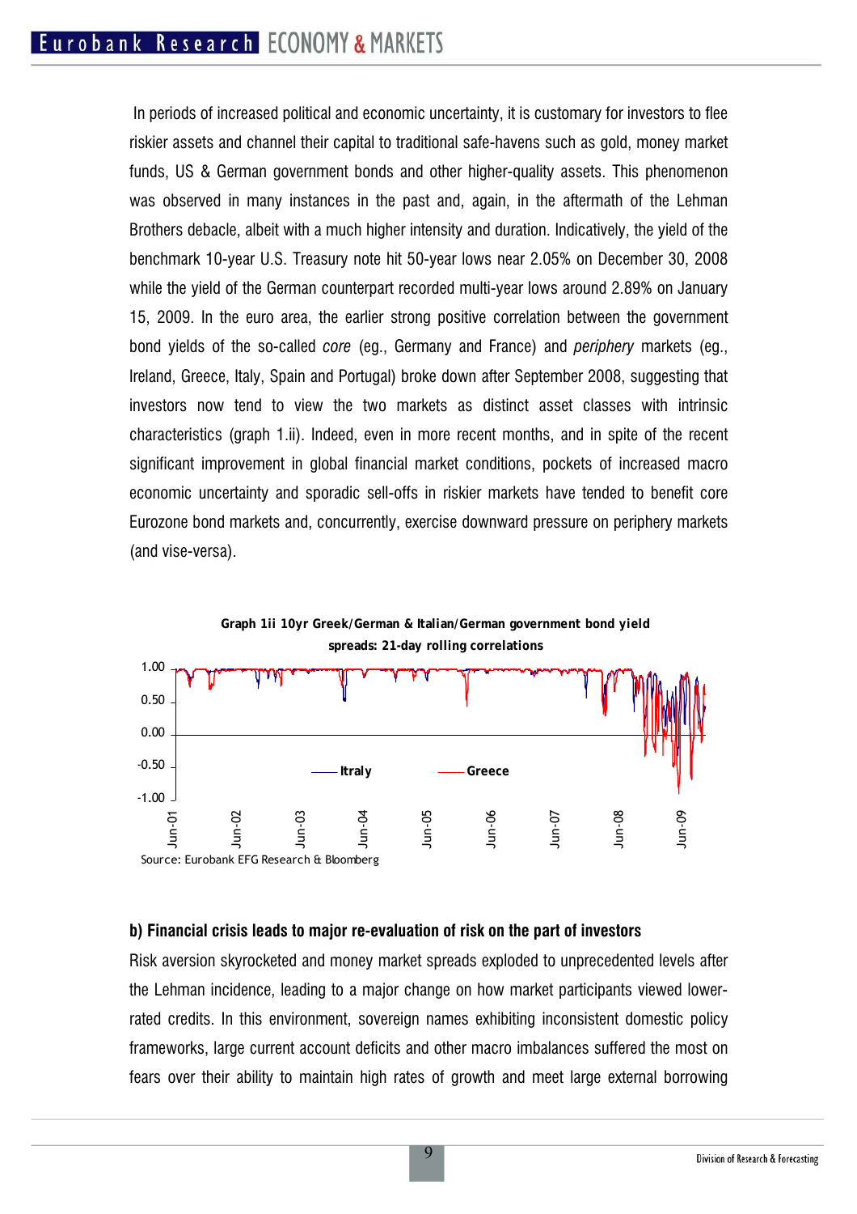In periods of increased political and economic uncertainty, it is customary for investors to flee riskier assets and channel their capital to traditional safe-havens such as gold, money market funds, US & German government bonds and other higher-quality assets. This phenomenon was observed in many instances in the past and, again, in the aftermath of the Lehman Brothers debacle, albeit with a much higher intensity and duration. Indicatively, the yield of the benchmark 10-year U.S. Treasury note hit 50-year lows near 2.05% on December 30, 2008 while the yield of the German counterpart recorded multi-year lows around 2.89% on January 15, 2009. In the euro area, the earlier strong positive correlation between the government bond yields of the so-called *core* (eg., Germany and France) and *periphery* markets (eg., Ireland, Greece, Italy, Spain and Portugal) broke down after September 2008, suggesting that investors now tend to view the two markets as distinct asset classes with intrinsic characteristics (graph 1.ii). Indeed, even in more recent months, and in spite of the recent significant improvement in global financial market conditions, pockets of increased macro economic uncertainty and sporadic sell-offs in riskier markets have tended to benefit core Eurozone bond markets and, concurrently, exercise downward pressure on periphery markets (and vise-versa).

**Graph 1ii 10yr Greek/German & Italian/German government bond yield spreads: 21-day rolling correlations**

Source: Eurobank EFG Research & Bloomberg

**b) Financial crisis leads to major re-evaluation of risk on the part of investors**

Risk aversion skyrocketed and money market spreads exploded to unprecedented levels after the Lehman incidence, leading to a major change on how market participants viewed lower-rated credits. In this environment, sovereign names exhibiting inconsistent domestic policy frameworks, large current account deficits and other macro imbalances suffered the most on fears over their ability to maintain high rates of growth and meet large external borrowing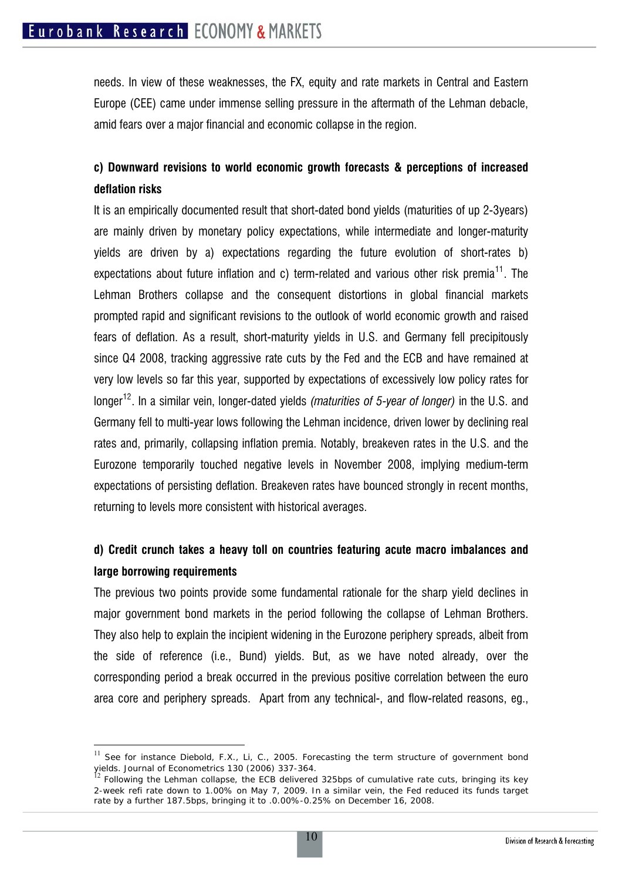needs. In view of these weaknesses, the FX, equity and rate markets in Central and Eastern Europe (CEE) came under immense selling pressure in the aftermath of the Lehman debacle, amid fears over a major financial and economic collapse in the region.

**c) Downward revisions to world economic growth forecasts & perceptions of increased deflation risks**

It is an empirically documented result that short-dated bond yields (maturities of up 2-3years) are mainly driven by monetary policy expectations, while intermediate and longer-maturity yields are driven by a) expectations regarding the future evolution of short-rates b) expectations about future inflation and c) term-related and various other risk premia[11]. The Lehman Brothers collapse and the consequent distortions in global financial markets prompted rapid and significant revisions to the outlook of world economic growth and raised fears of deflation. As a result, short-maturity yields in U.S. and Germany fell precipitously since Q4 2008, tracking aggressive rate cuts by the Fed and the ECB and have remained at very low levels so far this year, supported by expectations of excessively low policy rates for longer[12]. In a similar vein, longer-dated yields *(maturities of 5-year of longer)* in the U.S. and Germany fell to multi-year lows following the Lehman incidence, driven lower by declining real rates and, primarily, collapsing inflation premia. Notably, breakeven rates in the U.S. and the Eurozone temporarily touched negative levels in November 2008, implying medium-term expectations of persisting deflation. Breakeven rates have bounced strongly in recent months, returning to levels more consistent with historical averages.

**d) Credit crunch takes a heavy toll on countries featuring acute macro imbalances and large borrowing requirements**

The previous two points provide some fundamental rationale for the sharp yield declines in major government bond markets in the period following the collapse of Lehman Brothers. They also help to explain the incipient widening in the Eurozone periphery spreads, albeit from the side of reference (i.e., Bund) yields. But, as we have noted already, over the corresponding period a break occurred in the previous positive correlation between the euro area core and periphery spreads. Apart from any technical-, and flow-related reasons, eg.,

---

[11] See for instance Diebold, F.X., Li, C., 2005. Forecasting the term structure of government bond yields. Journal of Econometrics 130 (2006) 337-364.

[12] Following the Lehman collapse, the ECB delivered 325bps of cumulative rate cuts, bringing its key 2-week refi rate down to 1.00% on May 7, 2009. In a similar vein, the Fed reduced its funds target rate by a further 187.5bps, bringing it to .0.00%-0.25% on December 16, 2008.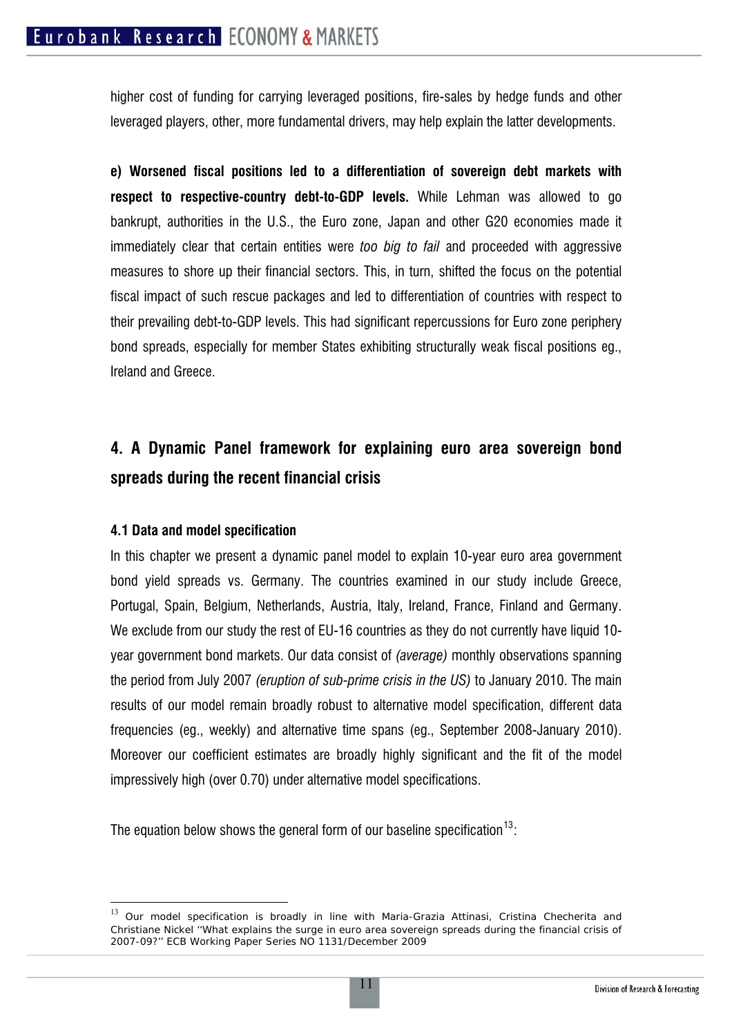higher cost of funding for carrying leveraged positions, fire-sales by hedge funds and other leveraged players, other, more fundamental drivers, may help explain the latter developments.

**e) Worsened fiscal positions led to a differentiation of sovereign debt markets with respect to respective-country debt-to-GDP levels.** While Lehman was allowed to go bankrupt, authorities in the U.S., the Euro zone, Japan and other G20 economies made it immediately clear that certain entities were *too big to fail* and proceeded with aggressive measures to shore up their financial sectors. This, in turn, shifted the focus on the potential fiscal impact of such rescue packages and led to differentiation of countries with respect to their prevailing debt-to-GDP levels. This had significant repercussions for Euro zone periphery bond spreads, especially for member States exhibiting structurally weak fiscal positions eg., Ireland and Greece.

## 4. A Dynamic Panel framework for explaining euro area sovereign bond spreads during the recent financial crisis

### 4.1 Data and model specification

In this chapter we present a dynamic panel model to explain 10-year euro area government bond yield spreads vs. Germany. The countries examined in our study include Greece, Portugal, Spain, Belgium, Netherlands, Austria, Italy, Ireland, France, Finland and Germany. We exclude from our study the rest of EU-16 countries as they do not currently have liquid 10-year government bond markets. Our data consist of *(average)* monthly observations spanning the period from July 2007 *(eruption of sub-prime crisis in the US)* to January 2010. The main results of our model remain broadly robust to alternative model specification, different data frequencies (eg., weekly) and alternative time spans (eg., September 2008-January 2010). Moreover our coefficient estimates are broadly highly significant and the fit of the model impressively high (over 0.70) under alternative model specifications.

The equation below shows the general form of our baseline specification[13]:

[13] Our model specification is broadly in line with Maria-Grazia Attinasi, Cristina Checherita and Christiane Nickel ''What explains the surge in euro area sovereign spreads during the financial crisis of 2007-09?'' ECB Working Paper Series NO 1131/December 2009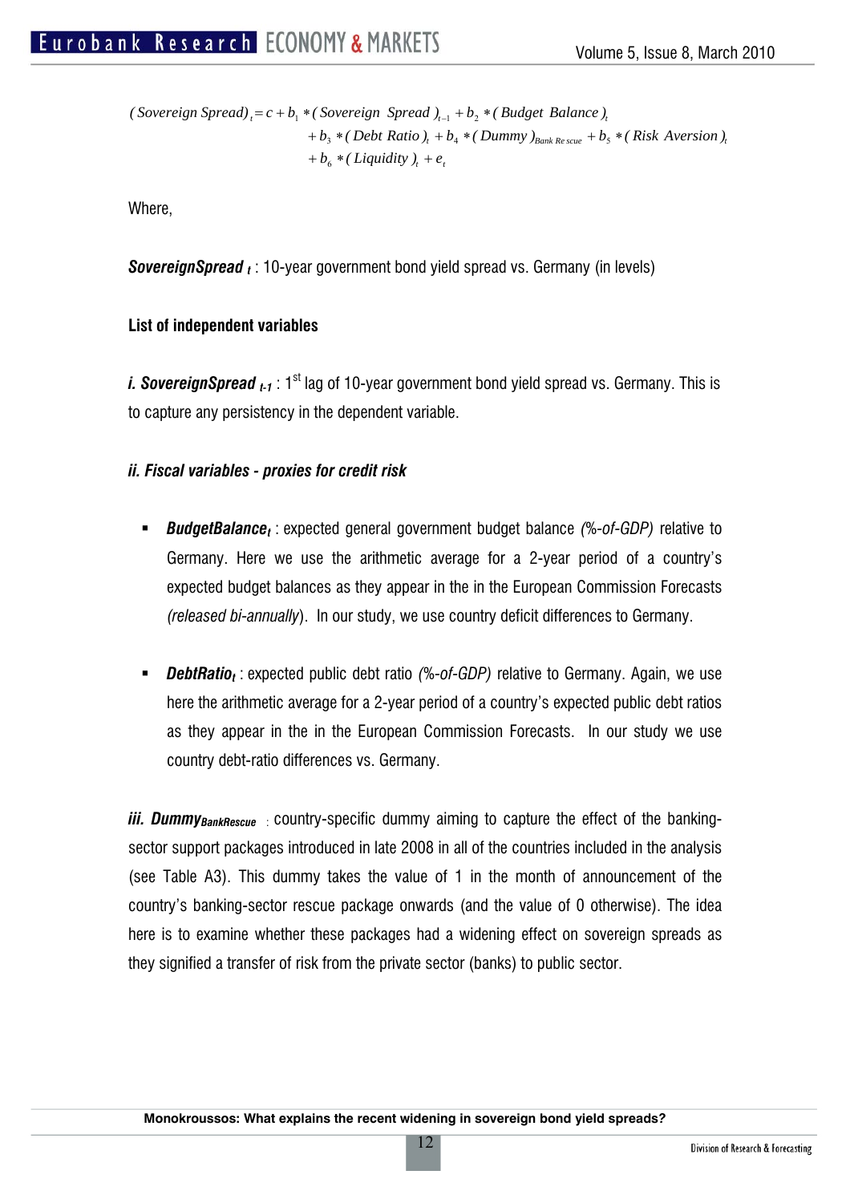$$
\begin{aligned}
(Sovereign\ Spread)_t = c &+ b_1 * (Sovereign\ \ Spread\ )_{t-1} + b_2 * (\ Budget\ \ Balance\ )_t \\
&+ b_3 * (\ Debt\ Ratio\ )_t + b_4 * (\ Dummy\ )_{Bank\ Rescue} + b_5 * (\ Risk\ \ Aversion\ )_t \\
&+ b_6 * (\ Liquidity\ )_t + e_t
\end{aligned}
$$

Where,

***SovereignSpread*** $_t$ : 10-year government bond yield spread vs. Germany (in levels)

**List of independent variables**

***i. SovereignSpread*** $_{t-1}$ : 1st lag of 10-year government bond yield spread vs. Germany. This is to capture any persistency in the dependent variable.

***ii. Fiscal variables - proxies for credit risk***

- ***BudgetBalance*** $_t$ : expected general government budget balance *(%-of-GDP)* relative to Germany. Here we use the arithmetic average for a 2-year period of a country's expected budget balances as they appear in the in the European Commission Forecasts *(released bi-annually)*. In our study, we use country deficit differences to Germany.

- ***DebtRatio*** $_t$ : expected public debt ratio *(%-of-GDP)* relative to Germany. Again, we use here the arithmetic average for a 2-year period of a country's expected public debt ratios as they appear in the in the European Commission Forecasts. In our study we use country debt-ratio differences vs. Germany.

***iii. Dummy*** $_{BankRescue}$ : country-specific dummy aiming to capture the effect of the banking-sector support packages introduced in late 2008 in all of the countries included in the analysis (see Table A3). This dummy takes the value of 1 in the month of announcement of the country's banking-sector rescue package onwards (and the value of 0 otherwise). The idea here is to examine whether these packages had a widening effect on sovereign spreads as they signified a transfer of risk from the private sector (banks) to public sector.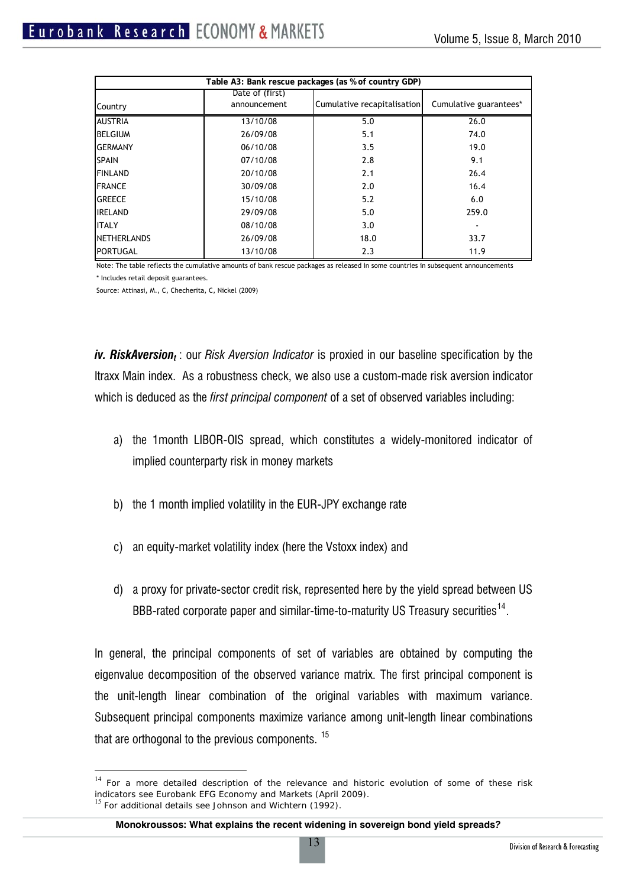| Table A3: Bank rescue packages (as % of country GDP) | | | |
|---|---|---|---|
| Country | Date of (first) announcement | Cumulative recapitalisation | Cumulative guarantees* |
| AUSTRIA | 13/10/08 | 5.0 | 26.0 |
| BELGIUM | 26/09/08 | 5.1 | 74.0 |
| GERMANY | 06/10/08 | 3.5 | 19.0 |
| SPAIN | 07/10/08 | 2.8 | 9.1 |
| FINLAND | 20/10/08 | 2.1 | 26.4 |
| FRANCE | 30/09/08 | 2.0 | 16.4 |
| GREECE | 15/10/08 | 5.2 | 6.0 |
| IRELAND | 29/09/08 | 5.0 | 259.0 |
| ITALY | 08/10/08 | 3.0 | - |
| NETHERLANDS | 26/09/08 | 18.0 | 33.7 |
| PORTUGAL | 13/10/08 | 2.3 | 11.9 |

Note: The table reflects the cumulative amounts of bank rescue packages as released in some countries in subsequent announcements

\* Includes retail deposit guarantees.

Source: Attinasi, M., C, Checherita, C, Nickel (2009)

***iv. RiskAversion$_t$*** : our *Risk Aversion Indicator* is proxied in our baseline specification by the Itraxx Main index. As a robustness check, we also use a custom-made risk aversion indicator which is deduced as the *first principal component* of a set of observed variables including:

a) the 1month LIBOR-OIS spread, which constitutes a widely-monitored indicator of implied counterparty risk in money markets

b) the 1 month implied volatility in the EUR-JPY exchange rate

c) an equity-market volatility index (here the Vstoxx index) and

d) a proxy for private-sector credit risk, represented here by the yield spread between US BBB-rated corporate paper and similar-time-to-maturity US Treasury securities[14].

In general, the principal components of set of variables are obtained by computing the eigenvalue decomposition of the observed variance matrix. The first principal component is the unit-length linear combination of the original variables with maximum variance. Subsequent principal components maximize variance among unit-length linear combinations that are orthogonal to the previous components. [15]

[14] For a more detailed description of the relevance and historic evolution of some of these risk indicators see Eurobank EFG Economy and Markets (April 2009).

[15] For additional details see Johnson and Wichtern (1992).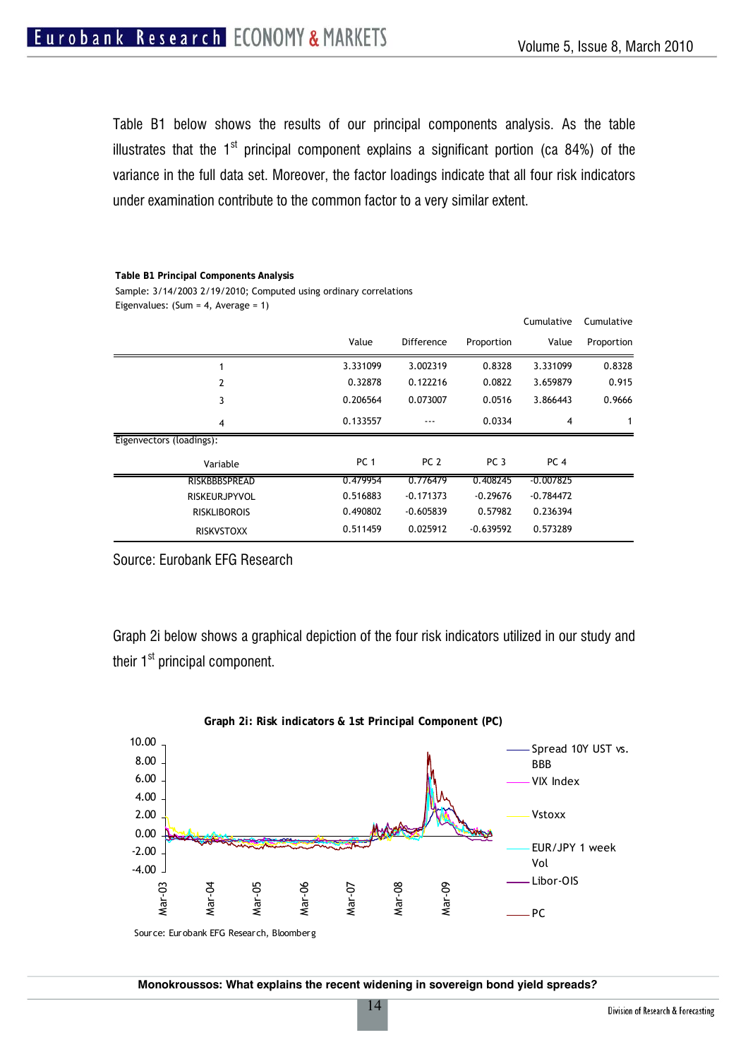Table B1 below shows the results of our principal components analysis. As the table illustrates that the 1st principal component explains a significant portion (ca 84%) of the variance in the full data set. Moreover, the factor loadings indicate that all four risk indicators under examination contribute to the common factor to a very similar extent.

**Table B1 Principal Components Analysis**

Sample: 3/14/2003 2/19/2010; Computed using ordinary correlations

Eigenvalues: (Sum = 4, Average = 1)

| | Value | Difference | Proportion | Cumulative Value | Cumulative Proportion |
|---|---|---|---|---|---|
| 1 | 3.331099 | 3.002319 | 0.8328 | 3.331099 | 0.8328 |
| 2 | 0.32878 | 0.122216 | 0.0822 | 3.659879 | 0.915 |
| 3 | 0.206564 | 0.073007 | 0.0516 | 3.866443 | 0.9666 |
| 4 | 0.133557 | --- | 0.0334 | 4 | 1 |

Eigenvectors (loadings):

| Variable | PC 1 | PC 2 | PC 3 | PC 4 |
|---|---|---|---|---|
| RISKBBBSPREAD | 0.479954 | 0.776479 | 0.408245 | -0.007825 |
| RISKEURJPYVOL | 0.516883 | -0.171373 | -0.29676 | -0.784472 |
| RISKLIBOROIS | 0.490802 | -0.605839 | 0.57982 | 0.236394 |
| RISKVSTOXX | 0.511459 | 0.025912 | -0.639592 | 0.573289 |

Source: Eurobank EFG Research

Graph 2i below shows a graphical depiction of the four risk indicators utilized in our study and their 1st principal component.

**Graph 2i: Risk indicators & 1st Principal Component (PC)**

Source: Eurobank EFG Research, Bloomberg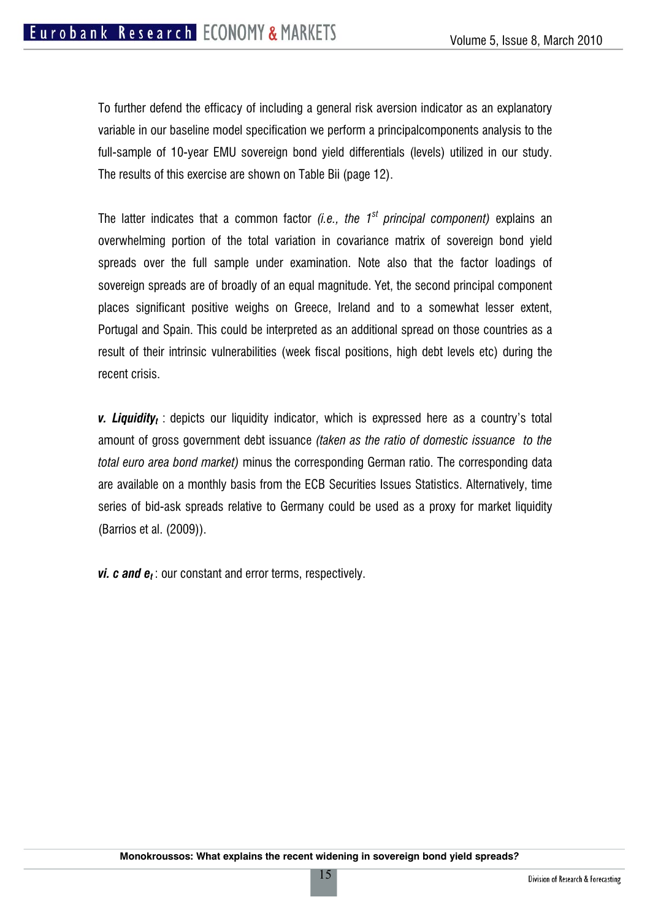To further defend the efficacy of including a general risk aversion indicator as an explanatory variable in our baseline model specification we perform a principalcomponents analysis to the full-sample of 10-year EMU sovereign bond yield differentials (levels) utilized in our study. The results of this exercise are shown on Table Bii (page 12).

The latter indicates that a common factor *(i.e., the 1st principal component)* explains an overwhelming portion of the total variation in covariance matrix of sovereign bond yield spreads over the full sample under examination. Note also that the factor loadings of sovereign spreads are of broadly of an equal magnitude. Yet, the second principal component places significant positive weighs on Greece, Ireland and to a somewhat lesser extent, Portugal and Spain. This could be interpreted as an additional spread on those countries as a result of their intrinsic vulnerabilities (week fiscal positions, high debt levels etc) during the recent crisis.

***v. Liquidity$_t$*** : depicts our liquidity indicator, which is expressed here as a country's total amount of gross government debt issuance *(taken as the ratio of domestic issuance to the total euro area bond market)* minus the corresponding German ratio. The corresponding data are available on a monthly basis from the ECB Securities Issues Statistics. Alternatively, time series of bid-ask spreads relative to Germany could be used as a proxy for market liquidity (Barrios et al. (2009)).

***vi. c and e$_t$*** : our constant and error terms, respectively.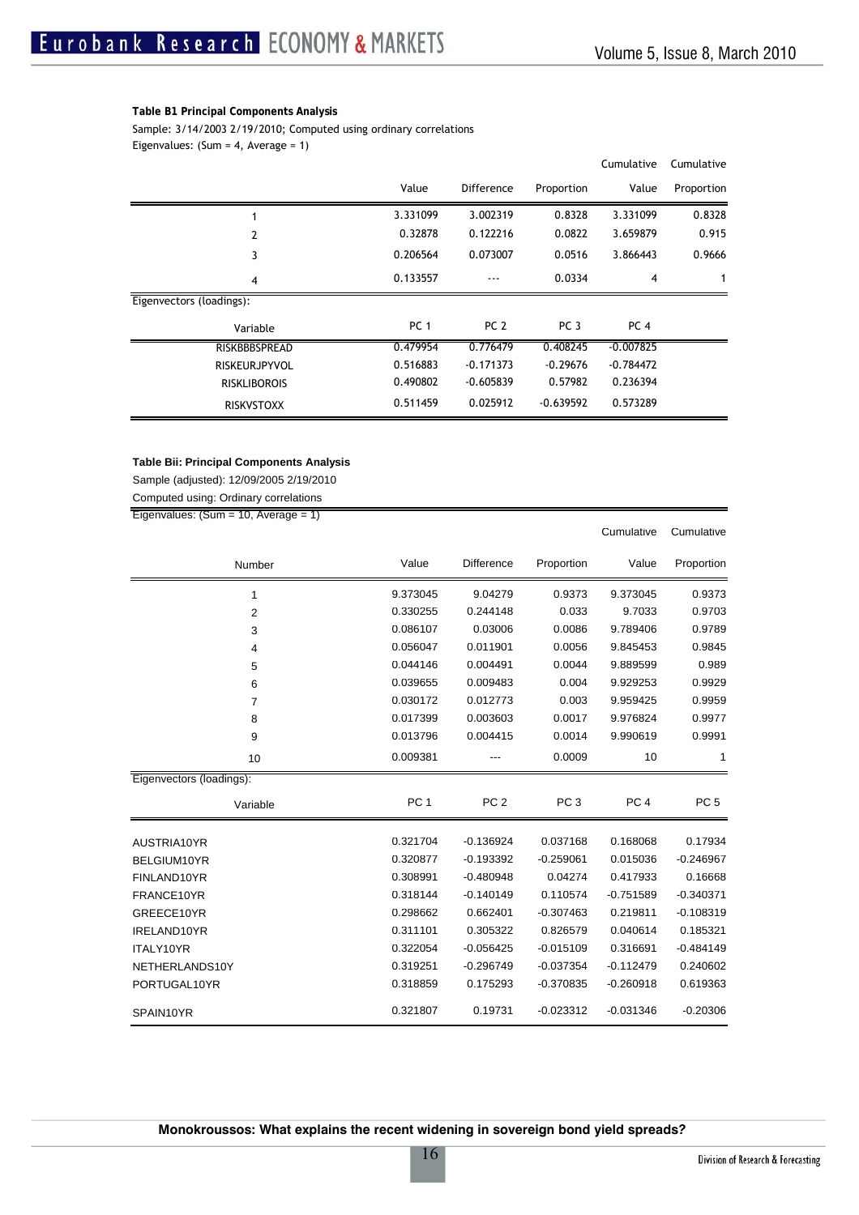**Table B1 Principal Components Analysis**

Sample: 3/14/2003 2/19/2010; Computed using ordinary correlations

Eigenvalues: (Sum = 4, Average = 1)

| | Value | Difference | Proportion | Cumulative Value | Cumulative Proportion |
|---|---|---|---|---|---|
| 1 | 3.331099 | 3.002319 | 0.8328 | 3.331099 | 0.8328 |
| 2 | 0.32878 | 0.122216 | 0.0822 | 3.659879 | 0.915 |
| 3 | 0.206564 | 0.073007 | 0.0516 | 3.866443 | 0.9666 |
| 4 | 0.133557 | --- | 0.0334 | 4 | 1 |

Eigenvectors (loadings):

| Variable | PC 1 | PC 2 | PC 3 | PC 4 |
|---|---|---|---|---|
| RISKBBBSPREAD | 0.479954 | 0.776479 | 0.408245 | -0.007825 |
| RISKEURJPYVOL | 0.516883 | -0.171373 | -0.29676 | -0.784472 |
| RISKLIBOROIS | 0.490802 | -0.605839 | 0.57982 | 0.236394 |
| RISKVSTOXX | 0.511459 | 0.025912 | -0.639592 | 0.573289 |

**Table Bii: Principal Components Analysis**

Sample (adjusted): 12/09/2005 2/19/2010

Computed using: Ordinary correlations

Eigenvalues: (Sum = 10, Average = 1)

| Number | Value | Difference | Proportion | Cumulative Value | Cumulative Proportion |
|---|---|---|---|---|---|
| 1 | 9.373045 | 9.04279 | 0.9373 | 9.373045 | 0.9373 |
| 2 | 0.330255 | 0.244148 | 0.033 | 9.7033 | 0.9703 |
| 3 | 0.086107 | 0.03006 | 0.0086 | 9.789406 | 0.9789 |
| 4 | 0.056047 | 0.011901 | 0.0056 | 9.845453 | 0.9845 |
| 5 | 0.044146 | 0.004491 | 0.0044 | 9.889599 | 0.989 |
| 6 | 0.039655 | 0.009483 | 0.004 | 9.929253 | 0.9929 |
| 7 | 0.030172 | 0.012773 | 0.003 | 9.959425 | 0.9959 |
| 8 | 0.017399 | 0.003603 | 0.0017 | 9.976824 | 0.9977 |
| 9 | 0.013796 | 0.004415 | 0.0014 | 9.990619 | 0.9991 |
| 10 | 0.009381 | --- | 0.0009 | 10 | 1 |

Eigenvectors (loadings):

| Variable | PC 1 | PC 2 | PC 3 | PC 4 | PC 5 |
|---|---|---|---|---|---|
| AUSTRIA10YR | 0.321704 | -0.136924 | 0.037168 | 0.168068 | 0.17934 |
| BELGIUM10YR | 0.320877 | -0.193392 | -0.259061 | 0.015036 | -0.246967 |
| FINLAND10YR | 0.308991 | -0.480948 | 0.04274 | 0.417933 | 0.16668 |
| FRANCE10YR | 0.318144 | -0.140149 | 0.110574 | -0.751589 | -0.340371 |
| GREECE10YR | 0.298662 | 0.662401 | -0.307463 | 0.219811 | -0.108319 |
| IRELAND10YR | 0.311101 | 0.305322 | 0.826579 | 0.040614 | 0.185321 |
| ITALY10YR | 0.322054 | -0.056425 | -0.015109 | 0.316691 | -0.484149 |
| NETHERLANDS10YR | 0.319251 | -0.296749 | -0.037354 | -0.112479 | 0.240602 |
| PORTUGAL10YR | 0.318859 | 0.175293 | -0.370835 | -0.260918 | 0.619363 |
| SPAIN10YR | 0.321807 | 0.19731 | -0.023312 | -0.031346 | -0.20306 |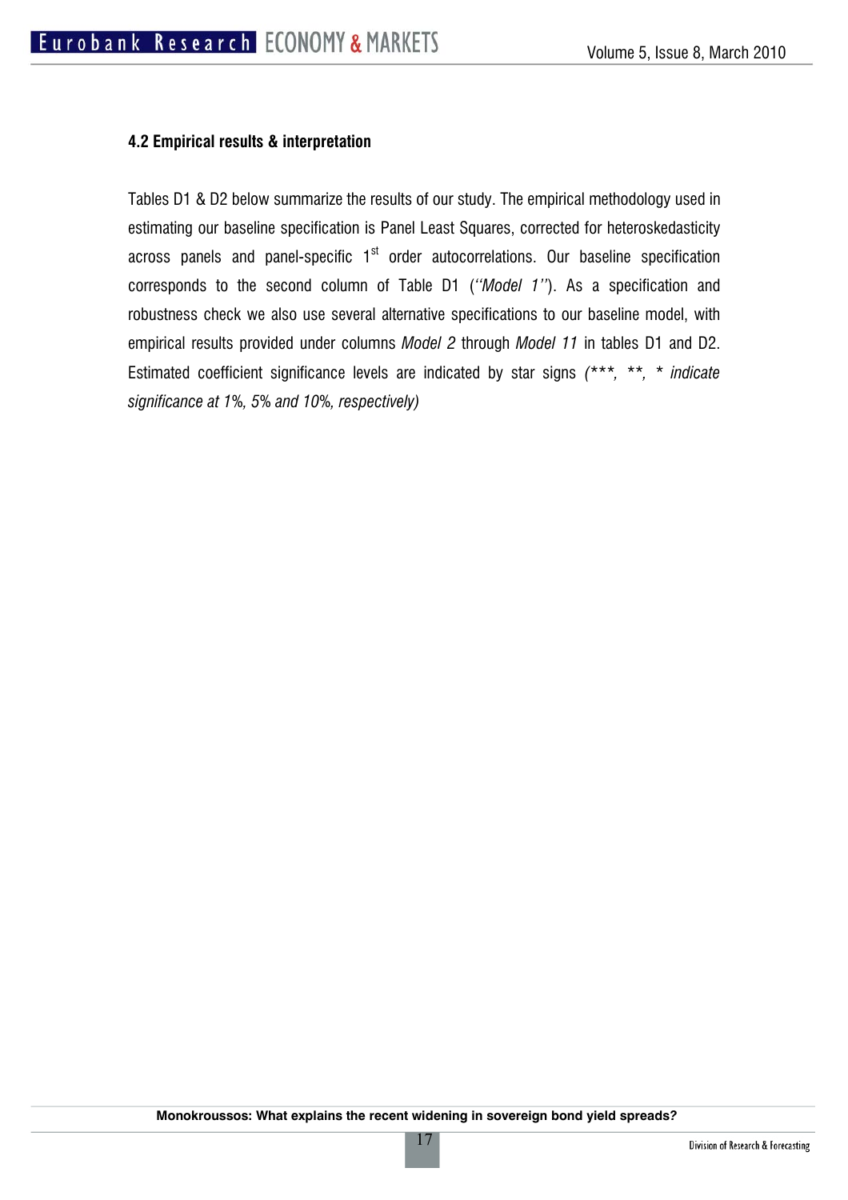### 4.2 Empirical results & interpretation

Tables D1 & D2 below summarize the results of our study. The empirical methodology used in estimating our baseline specification is Panel Least Squares, corrected for heteroskedasticity across panels and panel-specific 1st order autocorrelations. Our baseline specification corresponds to the second column of Table D1 (*''Model 1''*). As a specification and robustness check we also use several alternative specifications to our baseline model, with empirical results provided under columns *Model 2* through *Model 11* in tables D1 and D2. Estimated coefficient significance levels are indicated by star signs *(***, **, * indicate significance at 1%, 5% and 10%, respectively)*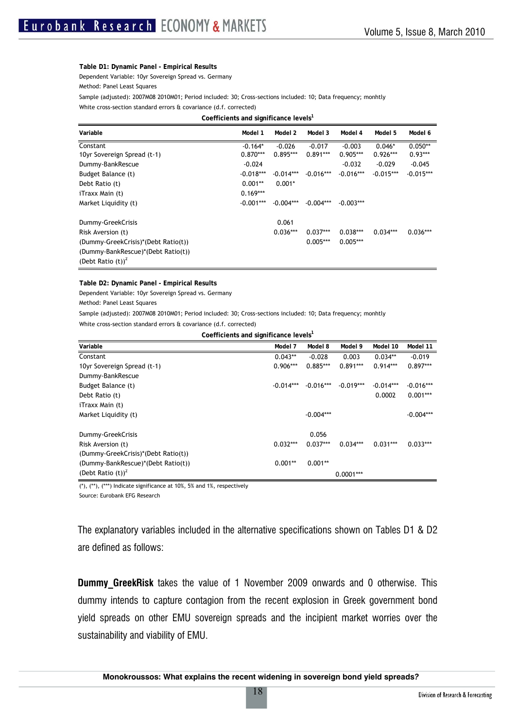**Table D1: Dynamic Panel - Empirical Results**

Dependent Variable: 10yr Sovereign Spread vs. Germany

Method: Panel Least Squares

Sample (adjusted): 2007M08 2010M01; Period included: 30; Cross-sections included: 10; Data frequency; monhtly

White cross-section standard errors & covariance (d.f. corrected)

Coefficients and significance levels[1]

| Variable | Model 1 | Model 2 | Model 3 | Model 4 | Model 5 | Model 6 |
|---|---|---|---|---|---|---|
| Constant | -0.164* | -0.026 | -0.017 | -0.003 | 0.046* | 0.050** |
| 10yr Sovereign Spread (t-1) | 0.870*** | 0.895*** | 0.891*** | 0.905*** | 0.926*** | 0.93*** |
| Dummy-BankRescue | -0.024 | | | -0.032 | -0.029 | -0.045 |
| Budget Balance (t) | -0.018*** | -0.014*** | -0.016*** | -0.016*** | -0.015*** | -0.015*** |
| Debt Ratio (t) | 0.001** | 0.001* | | | | |
| iTraxx Main (t) | 0.169*** | | | | | |
| Market Liquidity (t) | -0.001*** | -0.004*** | -0.004*** | -0.003*** | | |
| Dummy-GreekCrisis | | 0.061 | | | | |
| Risk Aversion (t) | | 0.036*** | 0.037*** | 0.038*** | 0.034*** | 0.036*** |
| (Dummy-GreekCrisis)*(Debt Ratio(t)) | | | 0.005*** | 0.005*** | | |
| (Dummy-BankRescue)*(Debt Ratio(t)) | | | | | | |
| $(\text{Debt Ratio (t)})^2$ | | | | | | |

**Table D2: Dynamic Panel - Empirical Results**

Dependent Variable: 10yr Sovereign Spread vs. Germany

Method: Panel Least Squares

Sample (adjusted): 2007M08 2010M01; Period included: 30; Cross-sections included: 10; Data frequency; monhtly

White cross-section standard errors & covariance (d.f. corrected)

Coefficients and significance levels[1]

| Variable | Model 7 | Model 8 | Model 9 | Model 10 | Model 11 |
|---|---|---|---|---|---|
| Constant | 0.043** | -0.028 | 0.003 | 0.034** | -0.019 |
| 10yr Sovereign Spread (t-1) | 0.906*** | 0.885*** | 0.891*** | 0.914*** | 0.897*** |
| Dummy-BankRescue | | | | | |
| Budget Balance (t) | -0.014*** | -0.016*** | -0.019*** | -0.014*** | -0.016*** |
| Debt Ratio (t) | | | | 0.0002 | 0.001*** |
| iTraxx Main (t) | | | | | |
| Market Liquidity (t) | | -0.004*** | | | -0.004*** |
| Dummy-GreekCrisis | | 0.056 | | | |
| Risk Aversion (t) | 0.032*** | 0.037*** | 0.034*** | 0.031*** | 0.033*** |
| (Dummy-GreekCrisis)*(Debt Ratio(t)) | | | | | |
| (Dummy-BankRescue)*(Debt Ratio(t)) | 0.001** | 0.001** | | | |
| $(\text{Debt Ratio (t)})^2$ | | | 0.0001*** | | |

(*), (**), (***) Indicate significance at 10%, 5% and 1%, respectively

Source: Eurobank EFG Research

The explanatory variables included in the alternative specifications shown on Tables D1 & D2 are defined as follows:

**Dummy_GreekRisk** takes the value of 1 November 2009 onwards and 0 otherwise. This dummy intends to capture contagion from the recent explosion in Greek government bond yield spreads on other EMU sovereign spreads and the incipient market worries over the sustainability and viability of EMU.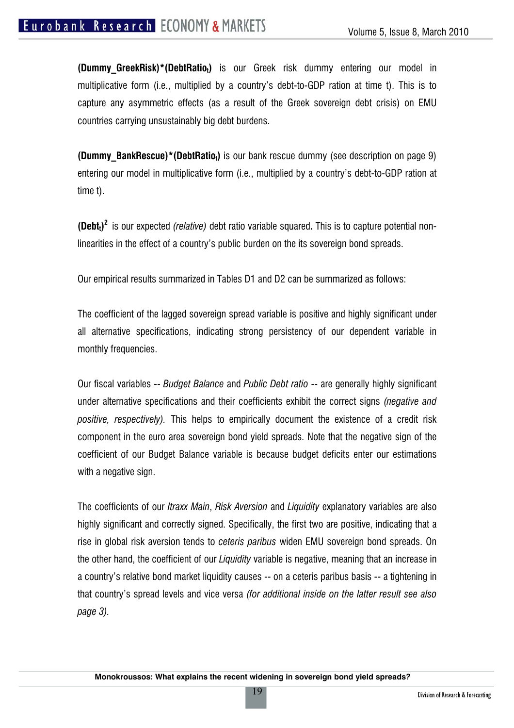**(Dummy_GreekRisk)*(DebtRatio$_t$)** is our Greek risk dummy entering our model in multiplicative form (i.e., multiplied by a country's debt-to-GDP ration at time t). This is to capture any asymmetric effects (as a result of the Greek sovereign debt crisis) on EMU countries carrying unsustainably big debt burdens.

**(Dummy_BankRescue)*(DebtRatio$_t$)** is our bank rescue dummy (see description on page 9) entering our model in multiplicative form (i.e., multiplied by a country's debt-to-GDP ration at time t).

**(Debt$_t$)$^2$** is our expected *(relative)* debt ratio variable squared**.** This is to capture potential non-linearities in the effect of a country's public burden on the its sovereign bond spreads.

Our empirical results summarized in Tables D1 and D2 can be summarized as follows:

The coefficient of the lagged sovereign spread variable is positive and highly significant under all alternative specifications, indicating strong persistency of our dependent variable in monthly frequencies.

Our fiscal variables -- *Budget Balance* and *Public Debt ratio* -- are generally highly significant under alternative specifications and their coefficients exhibit the correct signs *(negative and positive, respectively).* This helps to empirically document the existence of a credit risk component in the euro area sovereign bond yield spreads. Note that the negative sign of the coefficient of our Budget Balance variable is because budget deficits enter our estimations with a negative sign.

The coefficients of our *Itraxx Main*, *Risk Aversion* and *Liquidity* explanatory variables are also highly significant and correctly signed. Specifically, the first two are positive, indicating that a rise in global risk aversion tends to *ceteris paribus* widen EMU sovereign bond spreads. On the other hand, the coefficient of our *Liquidity* variable is negative, meaning that an increase in a country's relative bond market liquidity causes -- on a ceteris paribus basis -- a tightening in that country's spread levels and vice versa *(for additional inside on the latter result see also page 3).*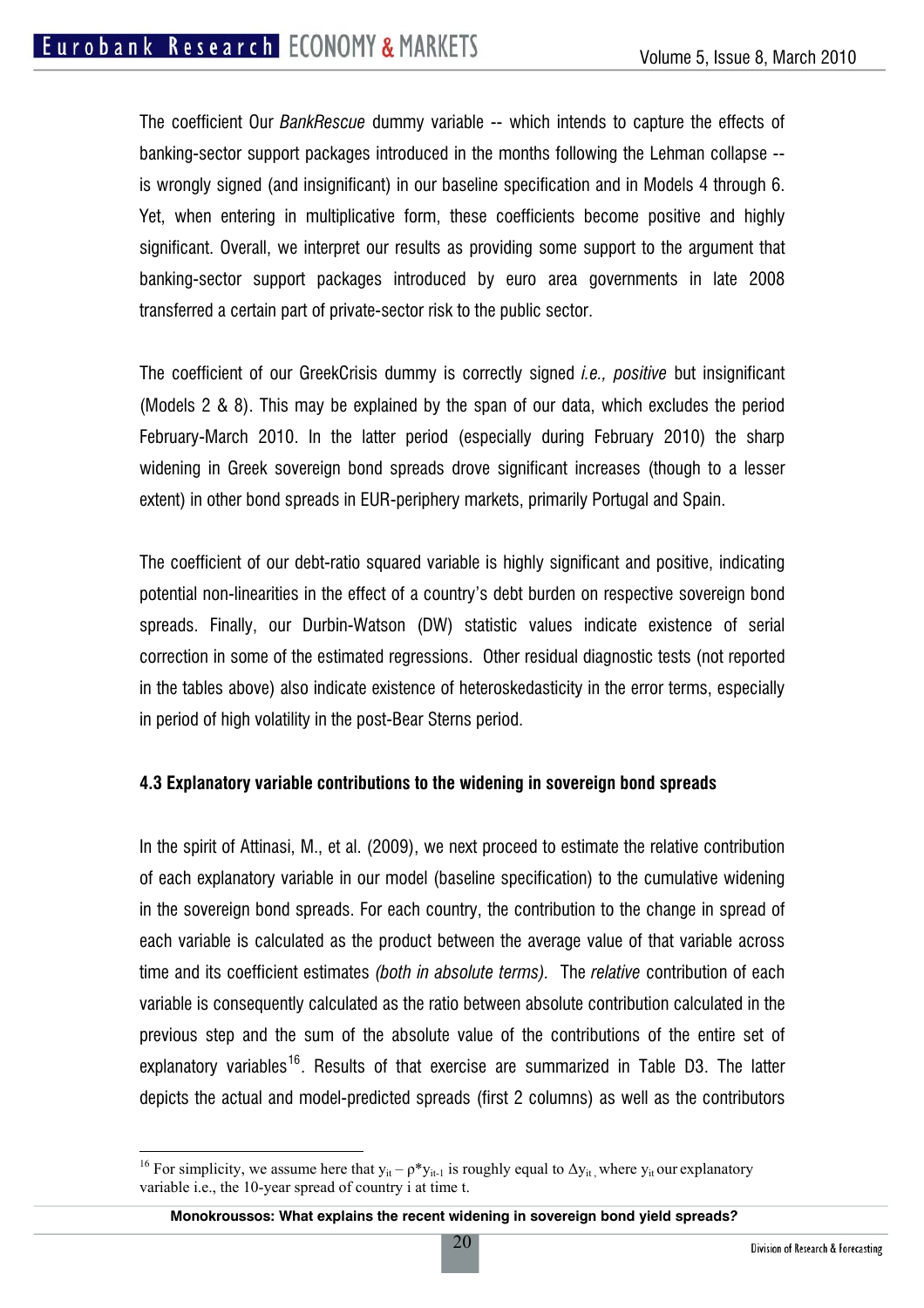The coefficient Our *BankRescue* dummy variable -- which intends to capture the effects of banking-sector support packages introduced in the months following the Lehman collapse -- is wrongly signed (and insignificant) in our baseline specification and in Models 4 through 6. Yet, when entering in multiplicative form, these coefficients become positive and highly significant. Overall, we interpret our results as providing some support to the argument that banking-sector support packages introduced by euro area governments in late 2008 transferred a certain part of private-sector risk to the public sector.

The coefficient of our GreekCrisis dummy is correctly signed *i.e., positive* but insignificant (Models 2 & 8). This may be explained by the span of our data, which excludes the period February-March 2010. In the latter period (especially during February 2010) the sharp widening in Greek sovereign bond spreads drove significant increases (though to a lesser extent) in other bond spreads in EUR-periphery markets, primarily Portugal and Spain.

The coefficient of our debt-ratio squared variable is highly significant and positive, indicating potential non-linearities in the effect of a country's debt burden on respective sovereign bond spreads. Finally, our Durbin-Watson (DW) statistic values indicate existence of serial correction in some of the estimated regressions. Other residual diagnostic tests (not reported in the tables above) also indicate existence of heteroskedasticity in the error terms, especially in period of high volatility in the post-Bear Sterns period.

### 4.3 Explanatory variable contributions to the widening in sovereign bond spreads

In the spirit of Attinasi, M., et al. (2009), we next proceed to estimate the relative contribution of each explanatory variable in our model (baseline specification) to the cumulative widening in the sovereign bond spreads. For each country, the contribution to the change in spread of each variable is calculated as the product between the average value of that variable across time and its coefficient estimates *(both in absolute terms).* The *relative* contribution of each variable is consequently calculated as the ratio between absolute contribution calculated in the previous step and the sum of the absolute value of the contributions of the entire set of explanatory variables[16]. Results of that exercise are summarized in Table D3. The latter depicts the actual and model-predicted spreads (first 2 columns) as well as the contributors

---

[16] For simplicity, we assume here that $y_{it} - \rho^* y_{it-1}$ is roughly equal to $\Delta y_{it}$, where $y_{it}$ our explanatory variable i.e., the 10-year spread of country i at time t.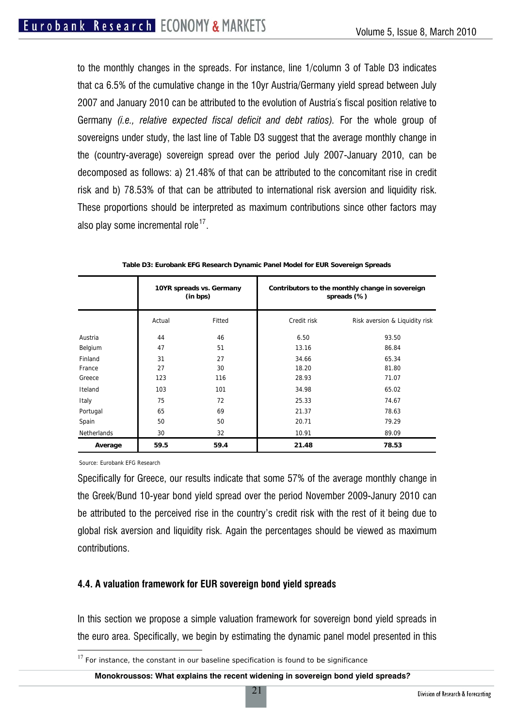to the monthly changes in the spreads. For instance, line 1/column 3 of Table D3 indicates that ca 6.5% of the cumulative change in the 10yr Austria/Germany yield spread between July 2007 and January 2010 can be attributed to the evolution of Austria´s fiscal position relative to Germany *(i.e., relative expected fiscal deficit and debt ratios).* For the whole group of sovereigns under study, the last line of Table D3 suggest that the average monthly change in the (country-average) sovereign spread over the period July 2007-January 2010, can be decomposed as follows: a) 21.48% of that can be attributed to the concomitant rise in credit risk and b) 78.53% of that can be attributed to international risk aversion and liquidity risk. These proportions should be interpreted as maximum contributions since other factors may also play some incremental role[17].

**Table D3: Eurobank EFG Research Dynamic Panel Model for EUR Sovereign Spreads**

| | 10YR spreads vs. Germany (in bps) | | Contributors to the monthly change in sovereign spreads (%) | |
|---|---|---|---|---|
| | Actual | Fitted | Credit risk | Risk aversion & Liquidity risk |
| Austria | 44 | 46 | 6.50 | 93.50 |
| Belgium | 47 | 51 | 13.16 | 86.84 |
| Finland | 31 | 27 | 34.66 | 65.34 |
| France | 27 | 30 | 18.20 | 81.80 |
| Greece | 123 | 116 | 28.93 | 71.07 |
| Iteland | 103 | 101 | 34.98 | 65.02 |
| Italy | 75 | 72 | 25.33 | 74.67 |
| Portugal | 65 | 69 | 21.37 | 78.63 |
| Spain | 50 | 50 | 20.71 | 79.29 |
| Netherlands | 30 | 32 | 10.91 | 89.09 |
| **Average** | **59.5** | **59.4** | **21.48** | **78.53** |

Source: Eurobank EFG Research

Specifically for Greece, our results indicate that some 57% of the average monthly change in the Greek/Bund 10-year bond yield spread over the period November 2009-Janury 2010 can be attributed to the perceived rise in the country's credit risk with the rest of it being due to global risk aversion and liquidity risk. Again the percentages should be viewed as maximum contributions.

### 4.4. A valuation framework for EUR sovereign bond yield spreads

In this section we propose a simple valuation framework for sovereign bond yield spreads in the euro area. Specifically, we begin by estimating the dynamic panel model presented in this

[17] For instance, the constant in our baseline specification is found to be significance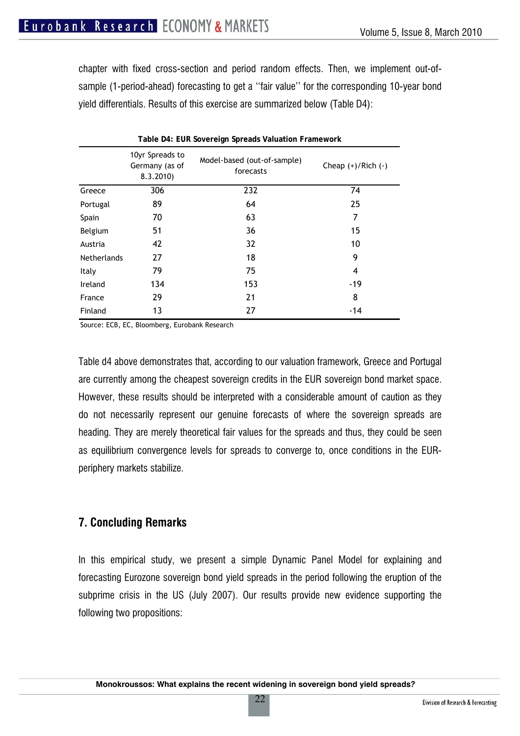chapter with fixed cross-section and period random effects. Then, we implement out-of-sample (1-period-ahead) forecasting to get a ''fair value'' for the corresponding 10-year bond yield differentials. Results of this exercise are summarized below (Table D4):

**Table D4: EUR Sovereign Spreads Valuation Framework**

| | 10yr Spreads to Germany (as of 8.3.2010) | Model-based (out-of-sample) forecasts | Cheap (+)/Rich (-) |
|---|---|---|---|
| Greece | 306 | 232 | 74 |
| Portugal | 89 | 64 | 25 |
| Spain | 70 | 63 | 7 |
| Belgium | 51 | 36 | 15 |
| Austria | 42 | 32 | 10 |
| Netherlands | 27 | 18 | 9 |
| Italy | 79 | 75 | 4 |
| Ireland | 134 | 153 | -19 |
| France | 29 | 21 | 8 |
| Finland | 13 | 27 | -14 |

Source: ECB, EC, Bloomberg, Eurobank Research

Table d4 above demonstrates that, according to our valuation framework, Greece and Portugal are currently among the cheapest sovereign credits in the EUR sovereign bond market space. However, these results should be interpreted with a considerable amount of caution as they do not necessarily represent our genuine forecasts of where the sovereign spreads are heading. They are merely theoretical fair values for the spreads and thus, they could be seen as equilibrium convergence levels for spreads to converge to, once conditions in the EUR-periphery markets stabilize.

## 7. Concluding Remarks

In this empirical study, we present a simple Dynamic Panel Model for explaining and forecasting Eurozone sovereign bond yield spreads in the period following the eruption of the subprime crisis in the US (July 2007). Our results provide new evidence supporting the following two propositions: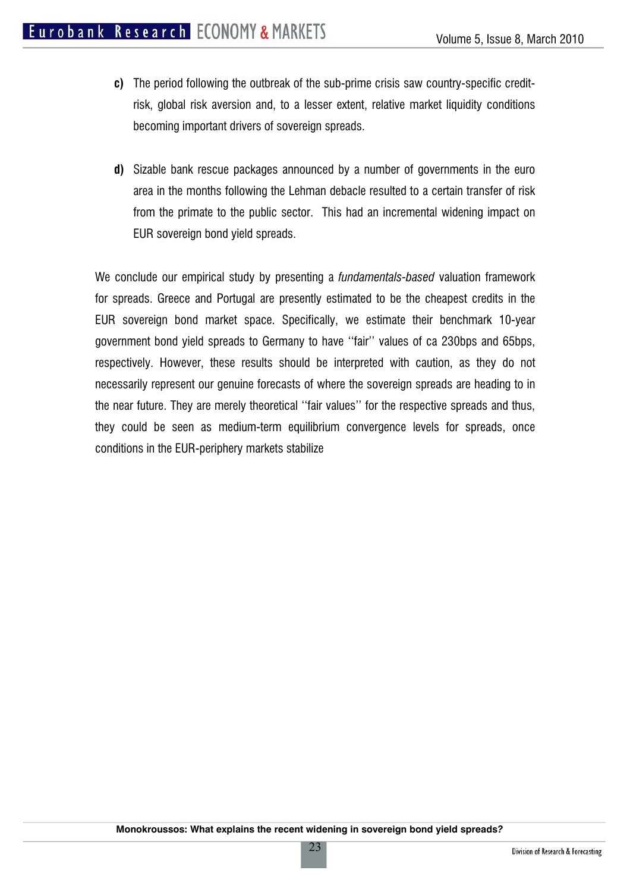**c)** The period following the outbreak of the sub-prime crisis saw country-specific credit-risk, global risk aversion and, to a lesser extent, relative market liquidity conditions becoming important drivers of sovereign spreads.

**d)** Sizable bank rescue packages announced by a number of governments in the euro area in the months following the Lehman debacle resulted to a certain transfer of risk from the primate to the public sector. This had an incremental widening impact on EUR sovereign bond yield spreads.

We conclude our empirical study by presenting a *fundamentals-based* valuation framework for spreads. Greece and Portugal are presently estimated to be the cheapest credits in the EUR sovereign bond market space. Specifically, we estimate their benchmark 10-year government bond yield spreads to Germany to have ''fair'' values of ca 230bps and 65bps, respectively. However, these results should be interpreted with caution, as they do not necessarily represent our genuine forecasts of where the sovereign spreads are heading to in the near future. They are merely theoretical ''fair values'' for the respective spreads and thus, they could be seen as medium-term equilibrium convergence levels for spreads, once conditions in the EUR-periphery markets stabilize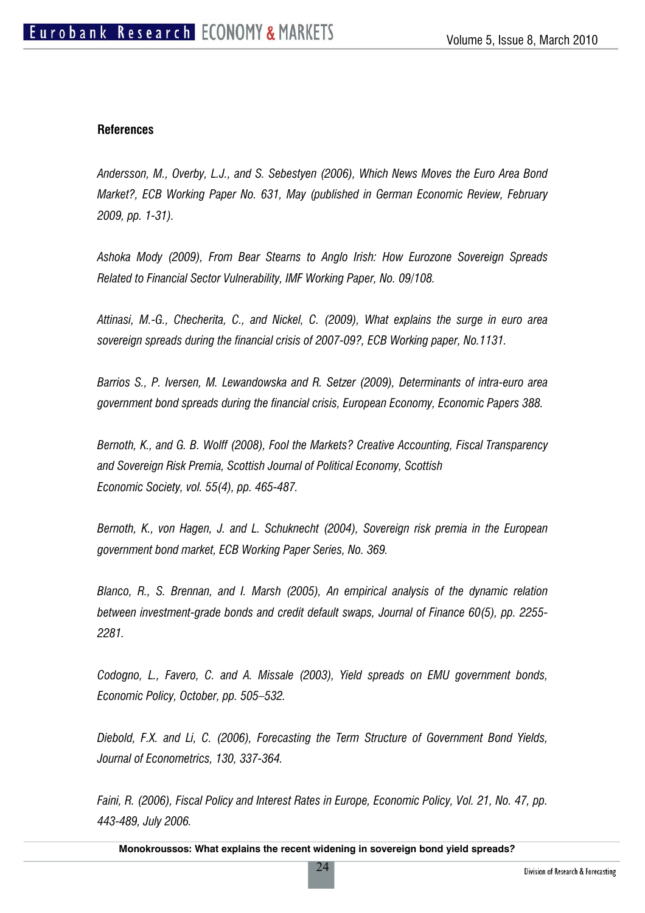**References**

*Andersson, M., Overby, L.J., and S. Sebestyen (2006), Which News Moves the Euro Area Bond Market?, ECB Working Paper No. 631, May (published in German Economic Review, February 2009, pp. 1-31).*

*Ashoka Mody (2009), From Bear Stearns to Anglo Irish: How Eurozone Sovereign Spreads Related to Financial Sector Vulnerability, IMF Working Paper, No. 09/108.*

*Attinasi, M.-G., Checherita, C., and Nickel, C. (2009), What explains the surge in euro area sovereign spreads during the financial crisis of 2007-09?, ECB Working paper, No.1131.*

*Barrios S., P. Iversen, M. Lewandowska and R. Setzer (2009), Determinants of intra-euro area government bond spreads during the financial crisis, European Economy, Economic Papers 388.*

*Bernoth, K., and G. B. Wolff (2008), Fool the Markets? Creative Accounting, Fiscal Transparency and Sovereign Risk Premia, Scottish Journal of Political Economy, Scottish Economic Society, vol. 55(4), pp. 465-487.*

*Bernoth, K., von Hagen, J. and L. Schuknecht (2004), Sovereign risk premia in the European government bond market, ECB Working Paper Series, No. 369.*

*Blanco, R., S. Brennan, and I. Marsh (2005), An empirical analysis of the dynamic relation between investment-grade bonds and credit default swaps, Journal of Finance 60(5), pp. 2255-2281.*

*Codogno, L., Favero, C. and A. Missale (2003), Yield spreads on EMU government bonds, Economic Policy, October, pp. 505–532.*

*Diebold, F.X. and Li, C. (2006), Forecasting the Term Structure of Government Bond Yields, Journal of Econometrics, 130, 337-364.*

*Faini, R. (2006), Fiscal Policy and Interest Rates in Europe, Economic Policy, Vol. 21, No. 47, pp. 443-489, July 2006.*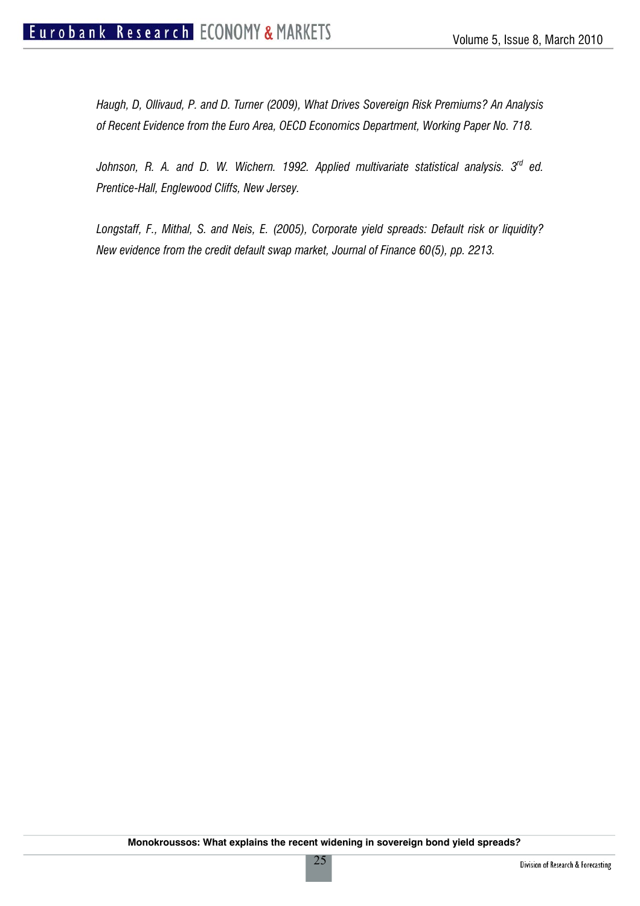*Haugh, D, Ollivaud, P. and D. Turner (2009), What Drives Sovereign Risk Premiums? An Analysis of Recent Evidence from the Euro Area, OECD Economics Department, Working Paper No. 718.*

*Johnson, R. A. and D. W. Wichern. 1992. Applied multivariate statistical analysis. 3rd ed. Prentice-Hall, Englewood Cliffs, New Jersey.*

*Longstaff, F., Mithal, S. and Neis, E. (2005), Corporate yield spreads: Default risk or liquidity? New evidence from the credit default swap market, Journal of Finance 60(5), pp. 2213.*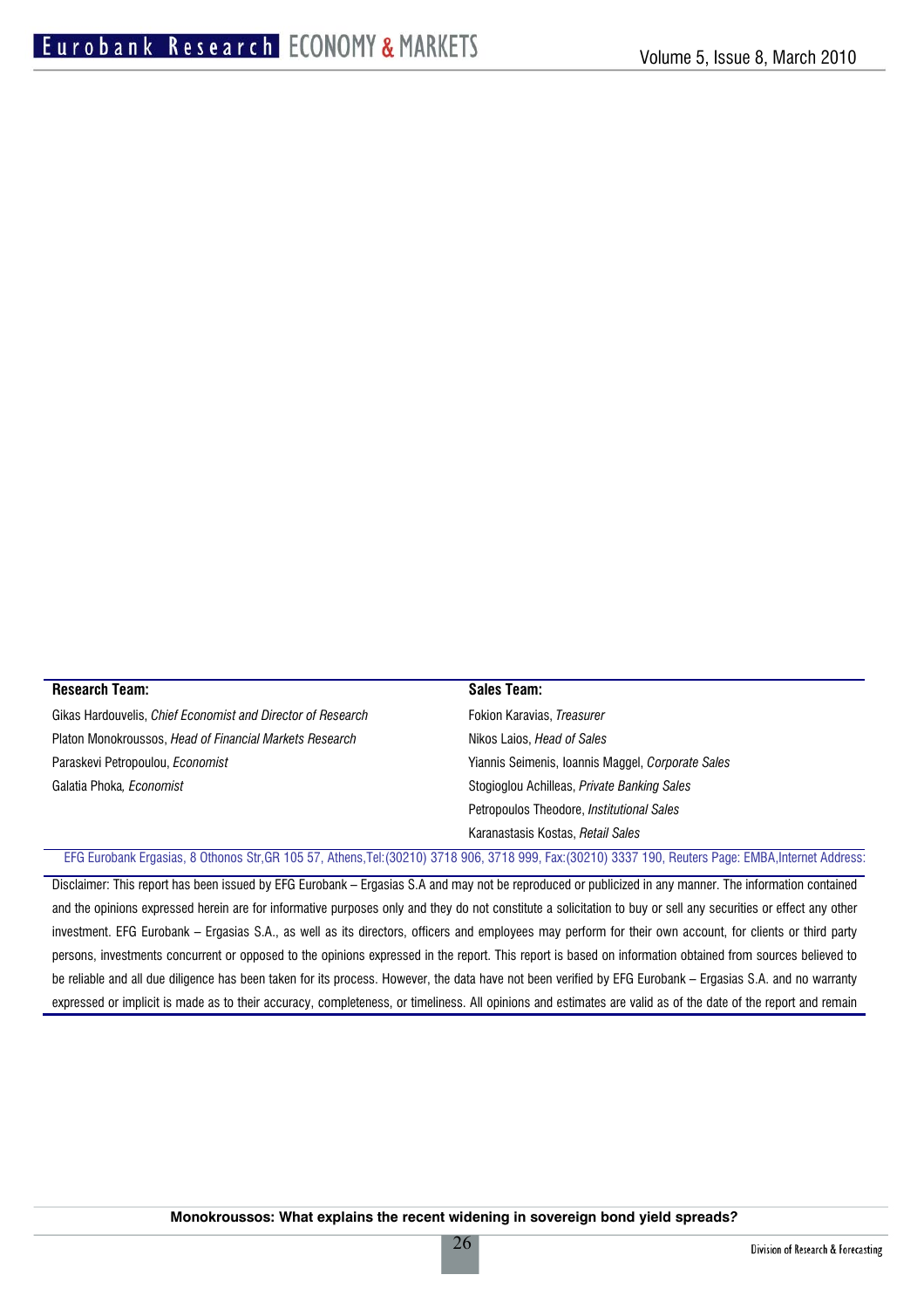**Research Team:**

Gikas Hardouvelis, *Chief Economist and Director of Research*

Platon Monokroussos, *Head of Financial Markets Research*

Paraskevi Petropoulou, *Economist*

Galatia Phoka, *Economist*

**Sales Team:**

Fokion Karavias, *Treasurer*

Nikos Laios, *Head of Sales*

Yiannis Seimenis, Ioannis Maggel, *Corporate Sales*

Stogioglou Achilleas, *Private Banking Sales*

Petropoulos Theodore, *Institutional Sales*

Karanastasis Kostas, *Retail Sales*

EFG Eurobank Ergasias, 8 Othonos Str,GR 105 57, Athens,Tel:(30210) 3718 906, 3718 999, Fax:(30210) 3337 190, Reuters Page: EMBA,Internet Address:

Disclaimer: This report has been issued by EFG Eurobank – Ergasias S.A and may not be reproduced or publicized in any manner. The information contained and the opinions expressed herein are for informative purposes only and they do not constitute a solicitation to buy or sell any securities or effect any other investment. EFG Eurobank – Ergasias S.A., as well as its directors, officers and employees may perform for their own account, for clients or third party persons, investments concurrent or opposed to the opinions expressed in the report. This report is based on information obtained from sources believed to be reliable and all due diligence has been taken for its process. However, the data have not been verified by EFG Eurobank – Ergasias S.A. and no warranty expressed or implicit is made as to their accuracy, completeness, or timeliness. All opinions and estimates are valid as of the date of the report and remain